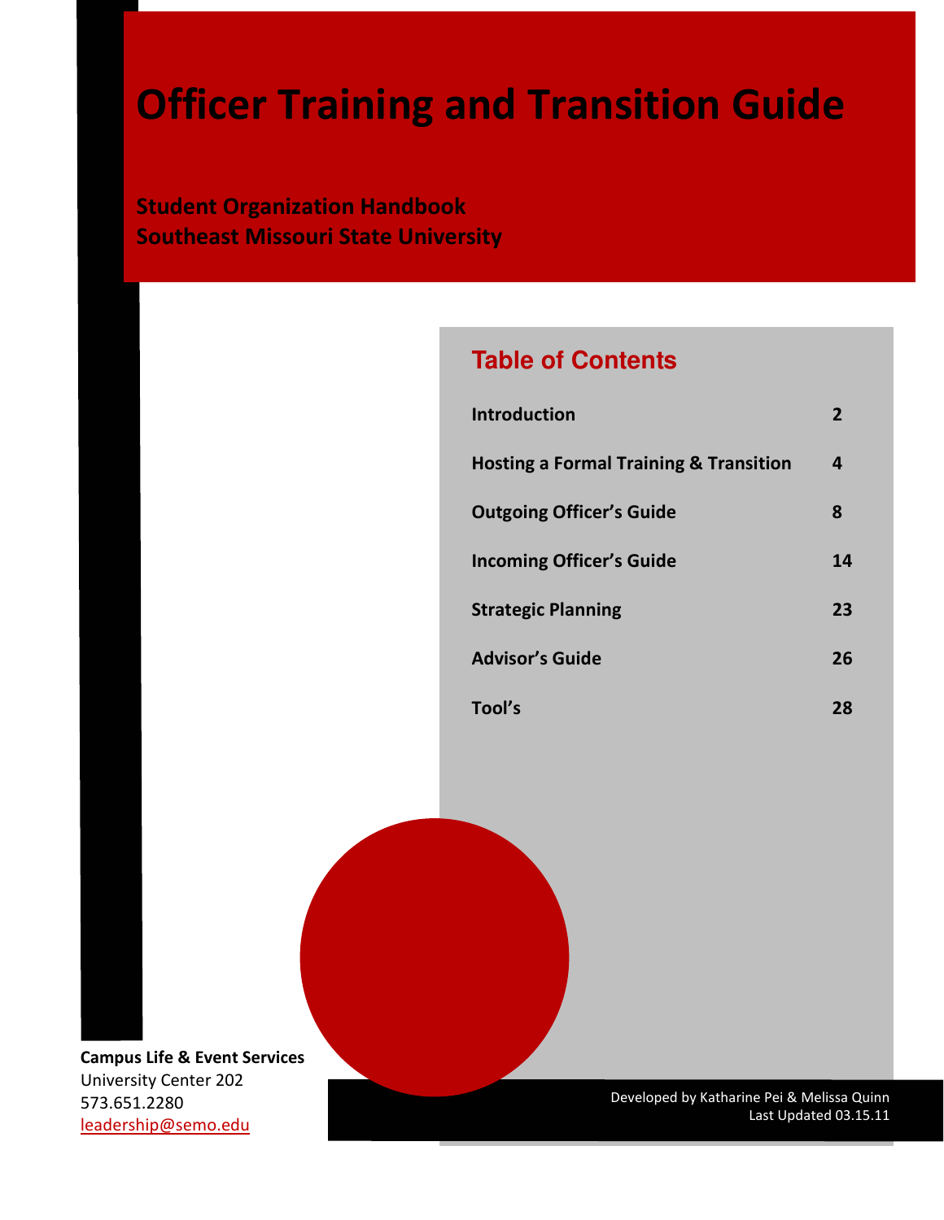# Officer Training and Transition Guide

**Student Organization Handbook**
**Southeast Missouri State University**

## Table of Contents

| | |
|---|---|
| **Introduction** | **2** |
| **Hosting a Formal Training & Transition** | **4** |
| **Outgoing Officer's Guide** | **8** |
| **Incoming Officer's Guide** | **14** |
| **Strategic Planning** | **23** |
| **Advisor's Guide** | **26** |
| **Tool's** | **28** |

**Campus Life & Event Services**
University Center 202
573.651.2280
leadership@semo.edu

Developed by Katharine Pei & Melissa Quinn
Last Updated 03.15.11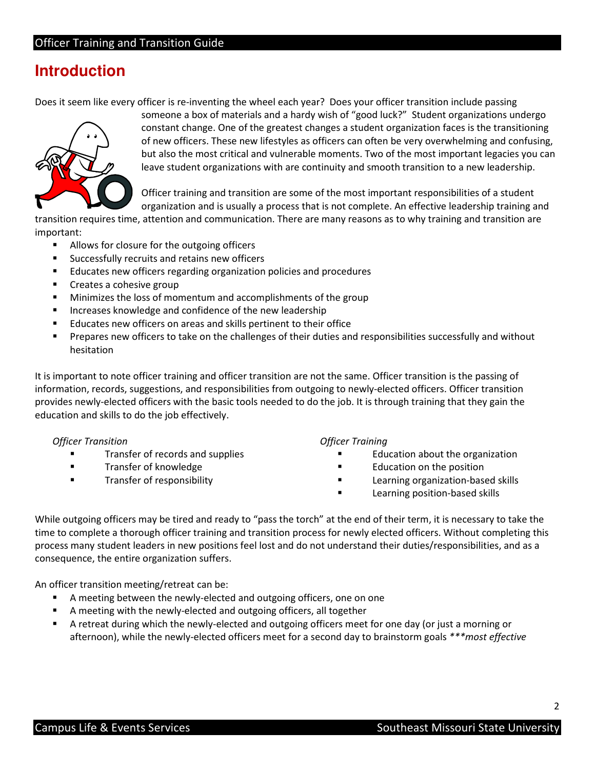# Introduction

Does it seem like every officer is re-inventing the wheel each year? Does your officer transition include passing someone a box of materials and a hardy wish of "good luck?" Student organizations undergo constant change. One of the greatest changes a student organization faces is the transitioning of new officers. These new lifestyles as officers can often be very overwhelming and confusing, but also the most critical and vulnerable moments. Two of the most important legacies you can leave student organizations with are continuity and smooth transition to a new leadership.

Officer training and transition are some of the most important responsibilities of a student organization and is usually a process that is not complete. An effective leadership training and transition requires time, attention and communication. There are many reasons as to why training and transition are important:

- Allows for closure for the outgoing officers
- Successfully recruits and retains new officers
- Educates new officers regarding organization policies and procedures
- Creates a cohesive group
- Minimizes the loss of momentum and accomplishments of the group
- Increases knowledge and confidence of the new leadership
- Educates new officers on areas and skills pertinent to their office
- Prepares new officers to take on the challenges of their duties and responsibilities successfully and without hesitation

It is important to note officer training and officer transition are not the same. Officer transition is the passing of information, records, suggestions, and responsibilities from outgoing to newly-elected officers. Officer transition provides newly-elected officers with the basic tools needed to do the job. It is through training that they gain the education and skills to do the job effectively.

*Officer Transition*

- Transfer of records and supplies
- Transfer of knowledge
- Transfer of responsibility

*Officer Training*

- Education about the organization
- Education on the position
- Learning organization-based skills
- Learning position-based skills

While outgoing officers may be tired and ready to "pass the torch" at the end of their term, it is necessary to take the time to complete a thorough officer training and transition process for newly elected officers. Without completing this process many student leaders in new positions feel lost and do not understand their duties/responsibilities, and as a consequence, the entire organization suffers.

An officer transition meeting/retreat can be:

- A meeting between the newly-elected and outgoing officers, one on one
- A meeting with the newly-elected and outgoing officers, all together
- A retreat during which the newly-elected and outgoing officers meet for one day (or just a morning or afternoon), while the newly-elected officers meet for a second day to brainstorm goals *\*\*\*most effective*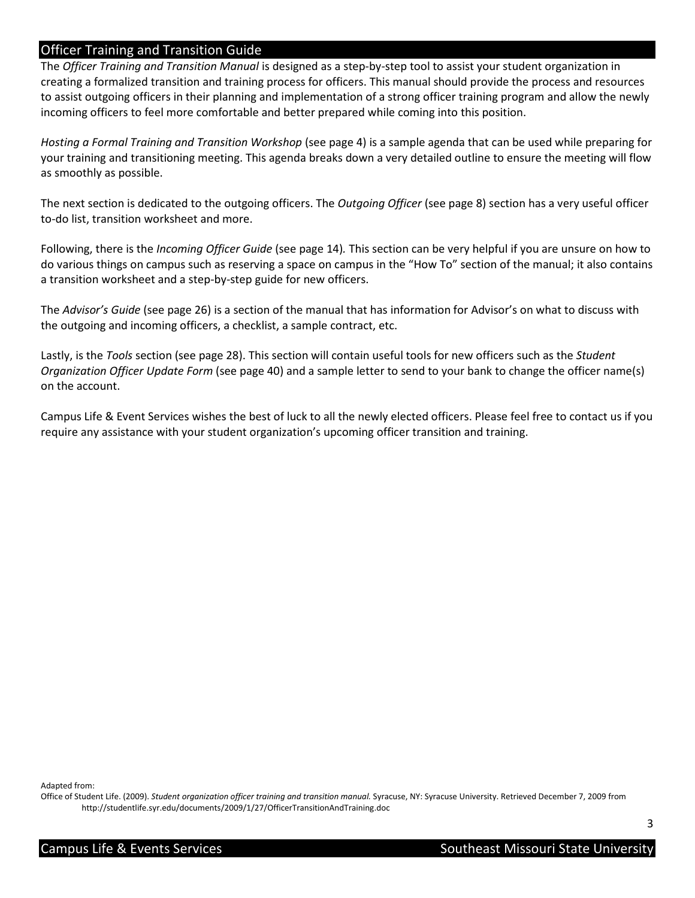## Officer Training and Transition Guide

The *Officer Training and Transition Manual* is designed as a step-by-step tool to assist your student organization in creating a formalized transition and training process for officers. This manual should provide the process and resources to assist outgoing officers in their planning and implementation of a strong officer training program and allow the newly incoming officers to feel more comfortable and better prepared while coming into this position.

*Hosting a Formal Training and Transition Workshop* (see page 4) is a sample agenda that can be used while preparing for your training and transitioning meeting. This agenda breaks down a very detailed outline to ensure the meeting will flow as smoothly as possible.

The next section is dedicated to the outgoing officers. The *Outgoing Officer* (see page 8) section has a very useful officer to-do list, transition worksheet and more.

Following, there is the *Incoming Officer Guide* (see page 14). This section can be very helpful if you are unsure on how to do various things on campus such as reserving a space on campus in the "How To" section of the manual; it also contains a transition worksheet and a step-by-step guide for new officers.

The *Advisor's Guide* (see page 26) is a section of the manual that has information for Advisor's on what to discuss with the outgoing and incoming officers, a checklist, a sample contract, etc.

Lastly, is the *Tools* section (see page 28). This section will contain useful tools for new officers such as the *Student Organization Officer Update Form* (see page 40) and a sample letter to send to your bank to change the officer name(s) on the account.

Campus Life & Event Services wishes the best of luck to all the newly elected officers. Please feel free to contact us if you require any assistance with your student organization's upcoming officer transition and training.

Adapted from:
Office of Student Life. (2009). *Student organization officer training and transition manual.* Syracuse, NY: Syracuse University. Retrieved December 7, 2009 from http://studentlife.syr.edu/documents/2009/1/27/OfficerTransitionAndTraining.doc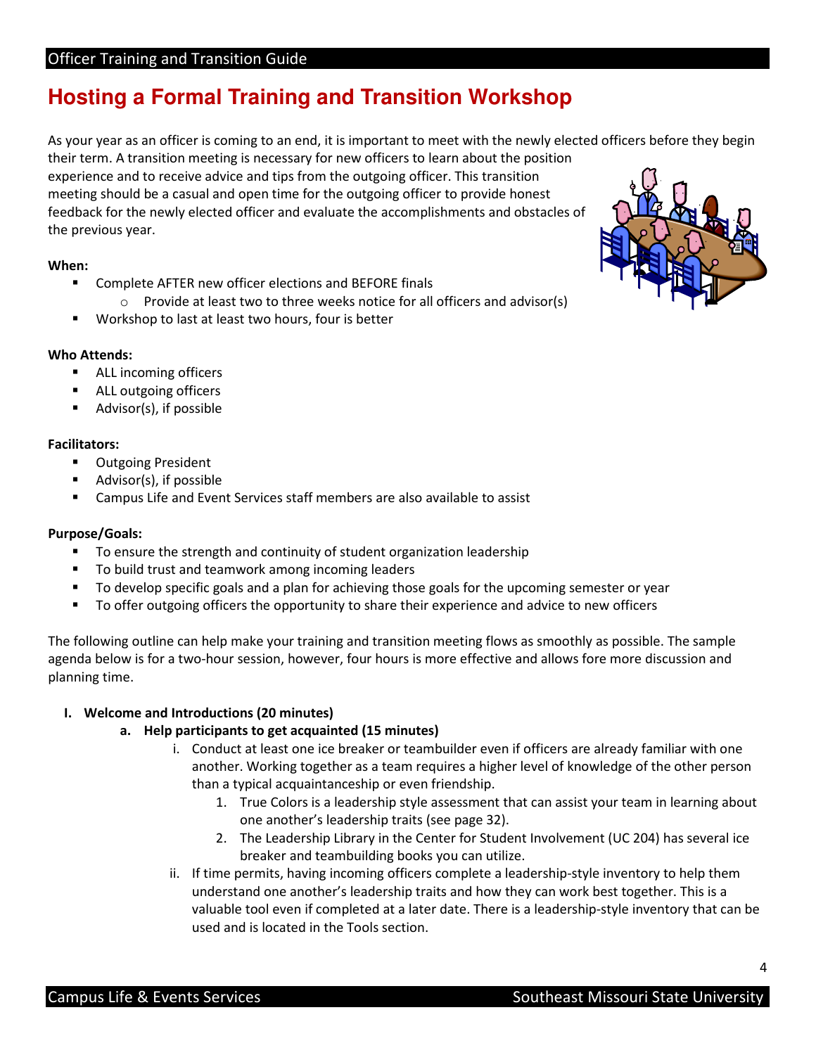# Hosting a Formal Training and Transition Workshop

As your year as an officer is coming to an end, it is important to meet with the newly elected officers before they begin their term. A transition meeting is necessary for new officers to learn about the position experience and to receive advice and tips from the outgoing officer. This transition meeting should be a casual and open time for the outgoing officer to provide honest feedback for the newly elected officer and evaluate the accomplishments and obstacles of the previous year.

**When:**

- Complete AFTER new officer elections and BEFORE finals
  - Provide at least two to three weeks notice for all officers and advisor(s)
- Workshop to last at least two hours, four is better

**Who Attends:**

- ALL incoming officers
- ALL outgoing officers
- Advisor(s), if possible

**Facilitators:**

- Outgoing President
- Advisor(s), if possible
- Campus Life and Event Services staff members are also available to assist

**Purpose/Goals:**

- To ensure the strength and continuity of student organization leadership
- To build trust and teamwork among incoming leaders
- To develop specific goals and a plan for achieving those goals for the upcoming semester or year
- To offer outgoing officers the opportunity to share their experience and advice to new officers

The following outline can help make your training and transition meeting flows as smoothly as possible. The sample agenda below is for a two-hour session, however, four hours is more effective and allows fore more discussion and planning time.

I. **Welcome and Introductions (20 minutes)**
   a. **Help participants to get acquainted (15 minutes)**
      i. Conduct at least one ice breaker or teambuilder even if officers are already familiar with one another. Working together as a team requires a higher level of knowledge of the other person than a typical acquaintanceship or even friendship.
         1. True Colors is a leadership style assessment that can assist your team in learning about one another's leadership traits (see page 32).
         2. The Leadership Library in the Center for Student Involvement (UC 204) has several ice breaker and teambuilding books you can utilize.
      ii. If time permits, having incoming officers complete a leadership-style inventory to help them understand one another's leadership traits and how they can work best together. This is a valuable tool even if completed at a later date. There is a leadership-style inventory that can be used and is located in the Tools section.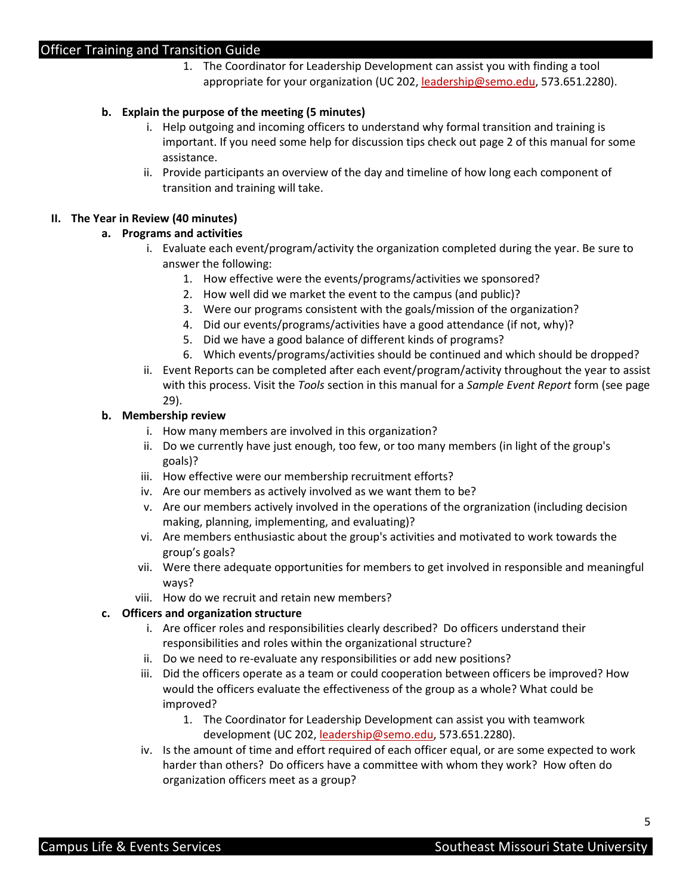1. The Coordinator for Leadership Development can assist you with finding a tool appropriate for your organization (UC 202, leadership@semo.edu, 573.651.2280).

**b. Explain the purpose of the meeting (5 minutes)**

i. Help outgoing and incoming officers to understand why formal transition and training is important. If you need some help for discussion tips check out page 2 of this manual for some assistance.

ii. Provide participants an overview of the day and timeline of how long each component of transition and training will take.

**II. The Year in Review (40 minutes)**

**a. Programs and activities**

i. Evaluate each event/program/activity the organization completed during the year. Be sure to answer the following:

1. How effective were the events/programs/activities we sponsored?
2. How well did we market the event to the campus (and public)?
3. Were our programs consistent with the goals/mission of the organization?
4. Did our events/programs/activities have a good attendance (if not, why)?
5. Did we have a good balance of different kinds of programs?
6. Which events/programs/activities should be continued and which should be dropped?

ii. Event Reports can be completed after each event/program/activity throughout the year to assist with this process. Visit the *Tools* section in this manual for a *Sample Event Report* form (see page 29).

**b. Membership review**

i. How many members are involved in this organization?

ii. Do we currently have just enough, too few, or too many members (in light of the group's goals)?

iii. How effective were our membership recruitment efforts?

iv. Are our members as actively involved as we want them to be?

v. Are our members actively involved in the operations of the orgranization (including decision making, planning, implementing, and evaluating)?

vi. Are members enthusiastic about the group's activities and motivated to work towards the group's goals?

vii. Were there adequate opportunities for members to get involved in responsible and meaningful ways?

viii. How do we recruit and retain new members?

**c. Officers and organization structure**

i. Are officer roles and responsibilities clearly described? Do officers understand their responsibilities and roles within the organizational structure?

ii. Do we need to re-evaluate any responsibilities or add new positions?

iii. Did the officers operate as a team or could cooperation between officers be improved? How would the officers evaluate the effectiveness of the group as a whole? What could be improved?

1. The Coordinator for Leadership Development can assist you with teamwork development (UC 202, leadership@semo.edu, 573.651.2280).

iv. Is the amount of time and effort required of each officer equal, or are some expected to work harder than others? Do officers have a committee with whom they work? How often do organization officers meet as a group?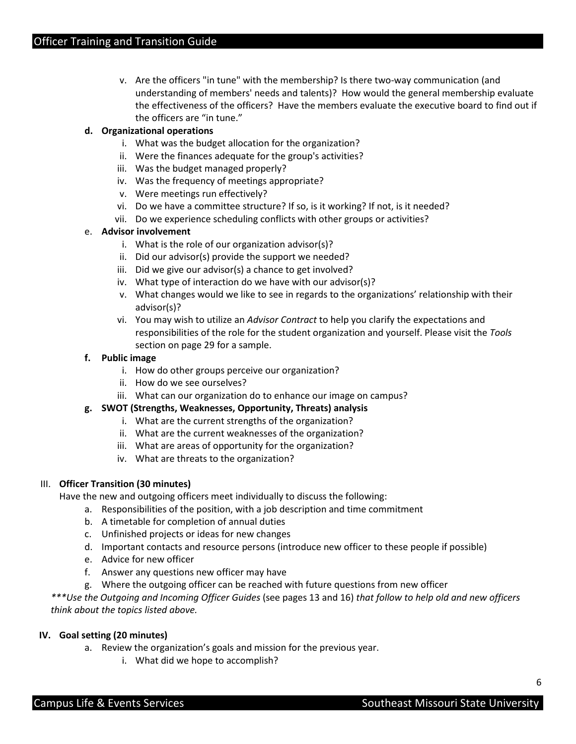v. Are the officers "in tune" with the membership? Is there two-way communication (and understanding of members' needs and talents)? How would the general membership evaluate the effectiveness of the officers? Have the members evaluate the executive board to find out if the officers are "in tune."

**d. Organizational operations**

   i. What was the budget allocation for the organization?
   ii. Were the finances adequate for the group's activities?
   iii. Was the budget managed properly?
   iv. Was the frequency of meetings appropriate?
   v. Were meetings run effectively?
   vi. Do we have a committee structure? If so, is it working? If not, is it needed?
   vii. Do we experience scheduling conflicts with other groups or activities?

e. **Advisor involvement**

   i. What is the role of our organization advisor(s)?
   ii. Did our advisor(s) provide the support we needed?
   iii. Did we give our advisor(s) a chance to get involved?
   iv. What type of interaction do we have with our advisor(s)?
   v. What changes would we like to see in regards to the organizations' relationship with their advisor(s)?
   vi. You may wish to utilize an *Advisor Contract* to help you clarify the expectations and responsibilities of the role for the student organization and yourself. Please visit the *Tools* section on page 29 for a sample.

**f. Public image**

   i. How do other groups perceive our organization?
   ii. How do we see ourselves?
   iii. What can our organization do to enhance our image on campus?

**g. SWOT (Strengths, Weaknesses, Opportunity, Threats) analysis**

   i. What are the current strengths of the organization?
   ii. What are the current weaknesses of the organization?
   iii. What are areas of opportunity for the organization?
   iv. What are threats to the organization?

III. **Officer Transition (30 minutes)**

Have the new and outgoing officers meet individually to discuss the following:

   a. Responsibilities of the position, with a job description and time commitment
   b. A timetable for completion of annual duties
   c. Unfinished projects or ideas for new changes
   d. Important contacts and resource persons (introduce new officer to these people if possible)
   e. Advice for new officer
   f. Answer any questions new officer may have
   g. Where the outgoing officer can be reached with future questions from new officer

****Use the Outgoing and Incoming Officer Guides* (see pages 13 and 16) *that follow to help old and new officers think about the topics listed above.*

**IV. Goal setting (20 minutes)**

   a. Review the organization's goals and mission for the previous year.
      i. What did we hope to accomplish?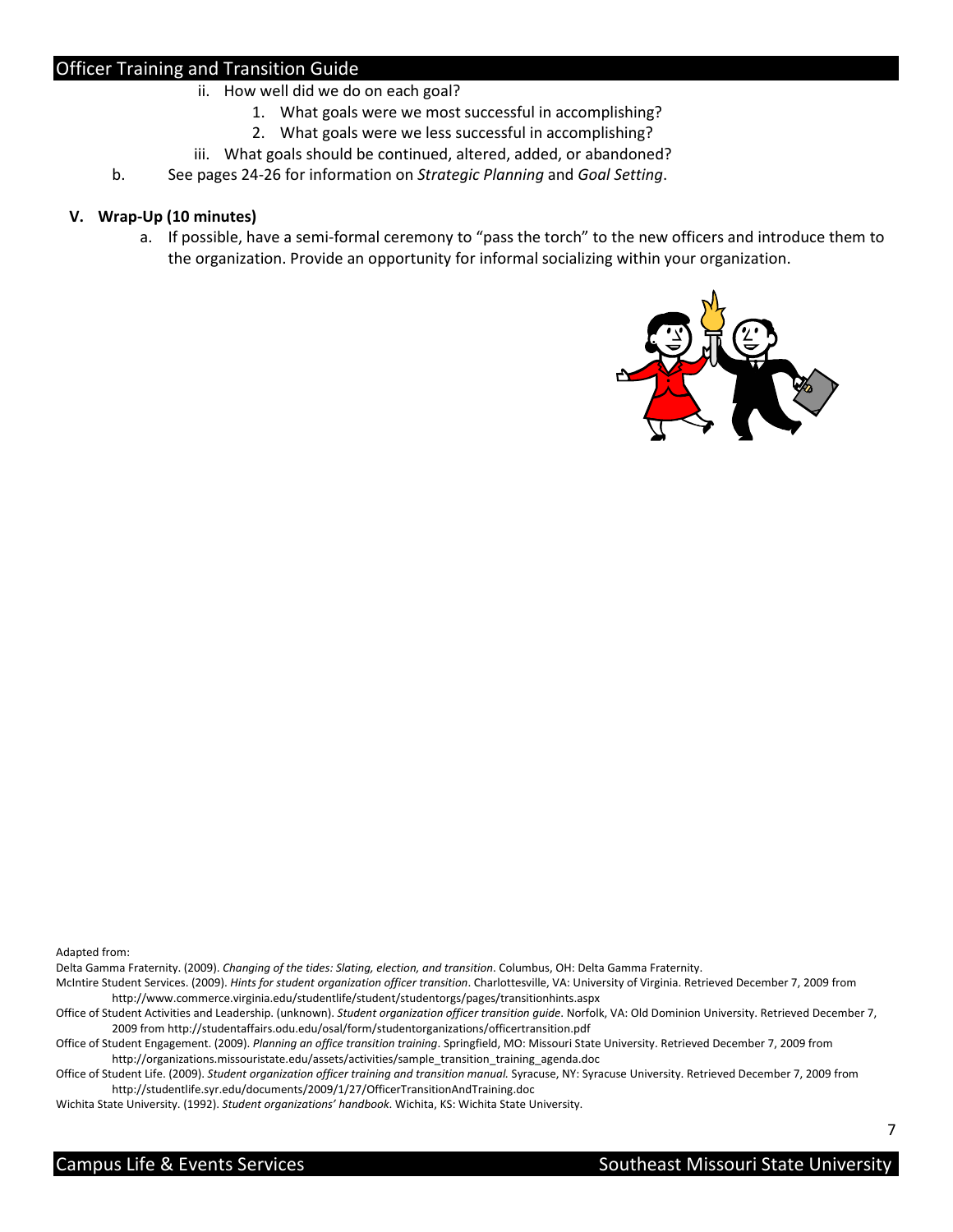- ii. How well did we do on each goal?
     1. What goals were we most successful in accomplishing?
     2. What goals were we less successful in accomplishing?
   - iii. What goals should be continued, altered, added, or abandoned?

b. See pages 24-26 for information on *Strategic Planning* and *Goal Setting*.

**V. Wrap-Up (10 minutes)**

a. If possible, have a semi-formal ceremony to "pass the torch" to the new officers and introduce them to the organization. Provide an opportunity for informal socializing within your organization.

Adapted from:

Delta Gamma Fraternity. (2009). *Changing of the tides: Slating, election, and transition*. Columbus, OH: Delta Gamma Fraternity.

McIntire Student Services. (2009). *Hints for student organization officer transition*. Charlottesville, VA: University of Virginia. Retrieved December 7, 2009 from http://www.commerce.virginia.edu/studentlife/student/studentorgs/pages/transitionhints.aspx

Office of Student Activities and Leadership. (unknown). *Student organization officer transition guide*. Norfolk, VA: Old Dominion University. Retrieved December 7, 2009 from http://studentaffairs.odu.edu/osal/form/studentorganizations/officertransition.pdf

Office of Student Engagement. (2009). *Planning an office transition training*. Springfield, MO: Missouri State University. Retrieved December 7, 2009 from http://organizations.missouristate.edu/assets/activities/sample_transition_training_agenda.doc

Office of Student Life. (2009). *Student organization officer training and transition manual.* Syracuse, NY: Syracuse University. Retrieved December 7, 2009 from http://studentlife.syr.edu/documents/2009/1/27/OfficerTransitionAndTraining.doc

Wichita State University. (1992). *Student organizations' handbook*. Wichita, KS: Wichita State University.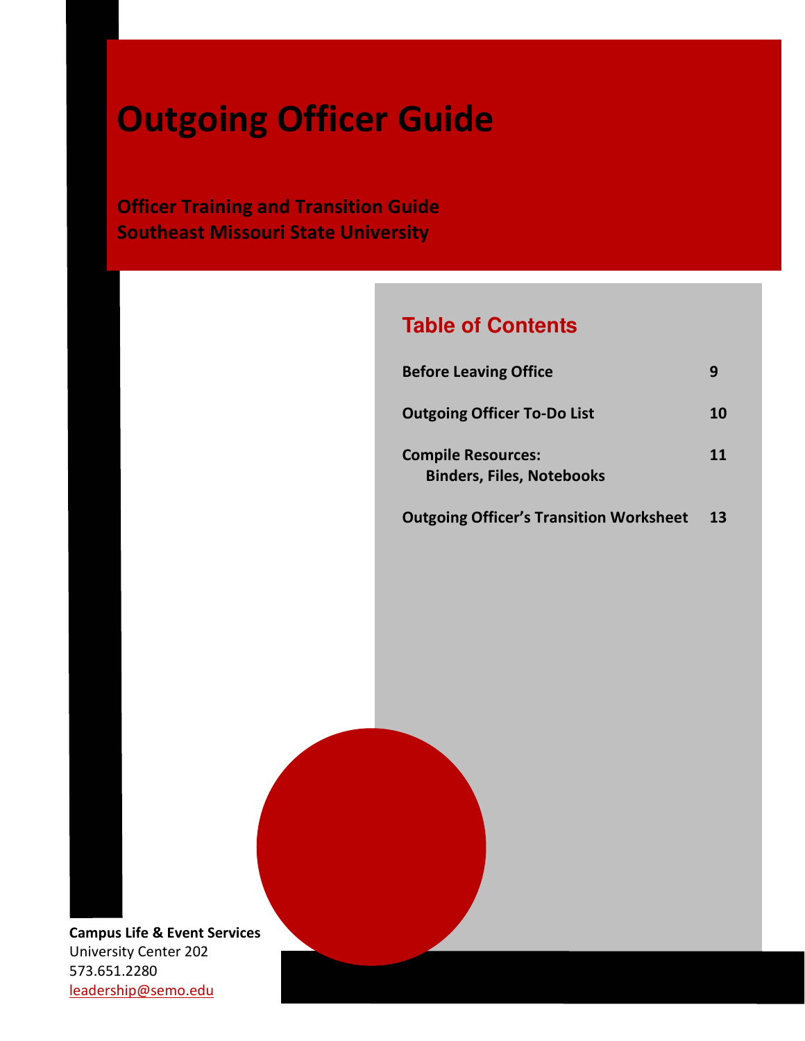# Outgoing Officer Guide

**Officer Training and Transition Guide**
**Southeast Missouri State University**

## Table of Contents

| | |
|---|---|
| **Before Leaving Office** | **9** |
| **Outgoing Officer To-Do List** | **10** |
| **Compile Resources: Binders, Files, Notebooks** | **11** |
| **Outgoing Officer's Transition Worksheet** | **13** |

**Campus Life & Event Services**
University Center 202
573.651.2280
leadership@semo.edu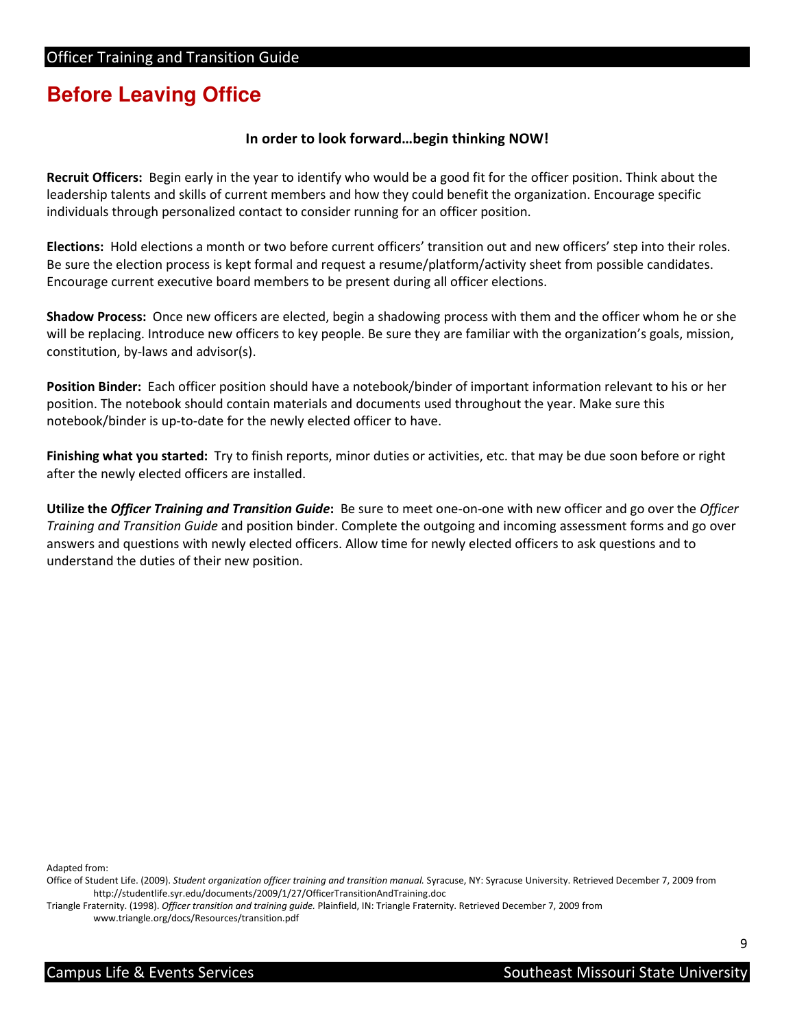# Before Leaving Office

**In order to look forward…begin thinking NOW!**

**Recruit Officers:** Begin early in the year to identify who would be a good fit for the officer position. Think about the leadership talents and skills of current members and how they could benefit the organization. Encourage specific individuals through personalized contact to consider running for an officer position.

**Elections:** Hold elections a month or two before current officers' transition out and new officers' step into their roles. Be sure the election process is kept formal and request a resume/platform/activity sheet from possible candidates. Encourage current executive board members to be present during all officer elections.

**Shadow Process:** Once new officers are elected, begin a shadowing process with them and the officer whom he or she will be replacing. Introduce new officers to key people. Be sure they are familiar with the organization's goals, mission, constitution, by-laws and advisor(s).

**Position Binder:** Each officer position should have a notebook/binder of important information relevant to his or her position. The notebook should contain materials and documents used throughout the year. Make sure this notebook/binder is up-to-date for the newly elected officer to have.

**Finishing what you started:** Try to finish reports, minor duties or activities, etc. that may be due soon before or right after the newly elected officers are installed.

**Utilize the *Officer Training and Transition Guide*:** Be sure to meet one-on-one with new officer and go over the *Officer Training and Transition Guide* and position binder. Complete the outgoing and incoming assessment forms and go over answers and questions with newly elected officers. Allow time for newly elected officers to ask questions and to understand the duties of their new position.

Adapted from:

Office of Student Life. (2009). *Student organization officer training and transition manual.* Syracuse, NY: Syracuse University. Retrieved December 7, 2009 from http://studentlife.syr.edu/documents/2009/1/27/OfficerTransitionAndTraining.doc

Triangle Fraternity. (1998). *Officer transition and training guide.* Plainfield, IN: Triangle Fraternity. Retrieved December 7, 2009 from www.triangle.org/docs/Resources/transition.pdf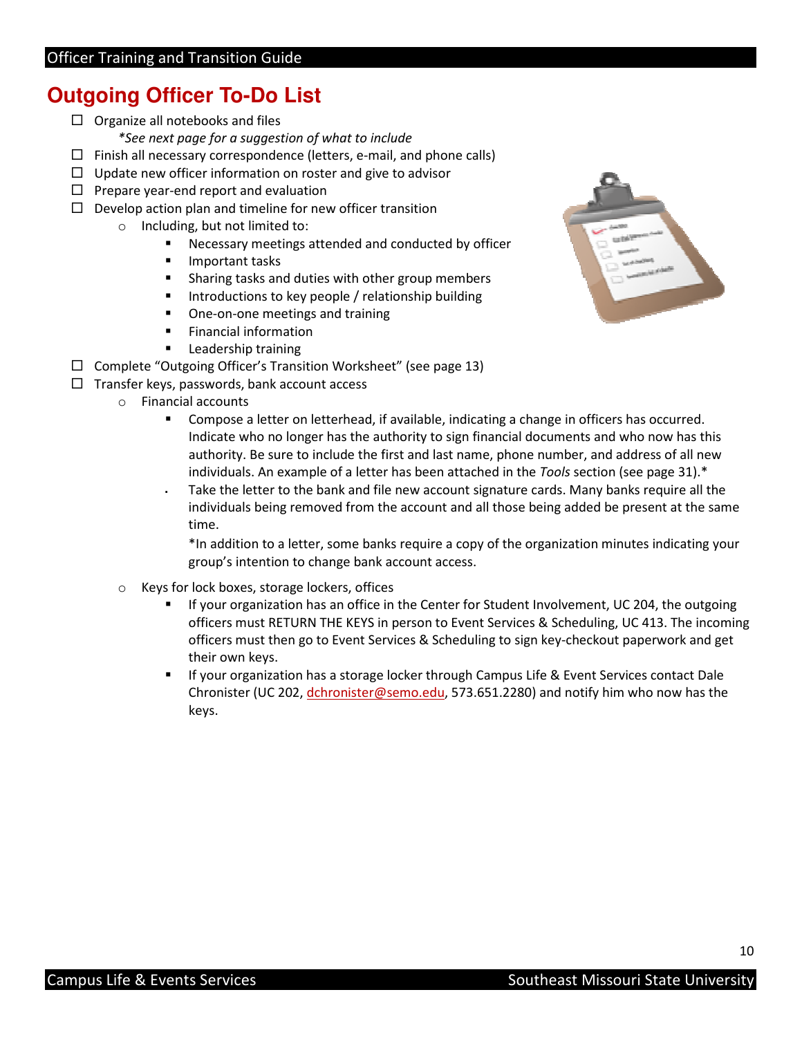# Outgoing Officer To-Do List

- ☐ Organize all notebooks and files
  *\*See next page for a suggestion of what to include*
- ☐ Finish all necessary correspondence (letters, e-mail, and phone calls)
- ☐ Update new officer information on roster and give to advisor
- ☐ Prepare year-end report and evaluation
- ☐ Develop action plan and timeline for new officer transition
  - Including, but not limited to:
    - Necessary meetings attended and conducted by officer
    - Important tasks
    - Sharing tasks and duties with other group members
    - Introductions to key people / relationship building
    - One-on-one meetings and training
    - Financial information
    - Leadership training
- ☐ Complete "Outgoing Officer's Transition Worksheet" (see page 13)
- ☐ Transfer keys, passwords, bank account access
  - Financial accounts
    - Compose a letter on letterhead, if available, indicating a change in officers has occurred. Indicate who no longer has the authority to sign financial documents and who now has this authority. Be sure to include the first and last name, phone number, and address of all new individuals. An example of a letter has been attached in the *Tools* section (see page 31).*
    - Take the letter to the bank and file new account signature cards. Many banks require all the individuals being removed from the account and all those being added be present at the same time.

      *In addition to a letter, some banks require a copy of the organization minutes indicating your group's intention to change bank account access.
  - Keys for lock boxes, storage lockers, offices
    - If your organization has an office in the Center for Student Involvement, UC 204, the outgoing officers must RETURN THE KEYS in person to Event Services & Scheduling, UC 413. The incoming officers must then go to Event Services & Scheduling to sign key-checkout paperwork and get their own keys.
    - If your organization has a storage locker through Campus Life & Event Services contact Dale Chronister (UC 202, dchronister@semo.edu, 573.651.2280) and notify him who now has the keys.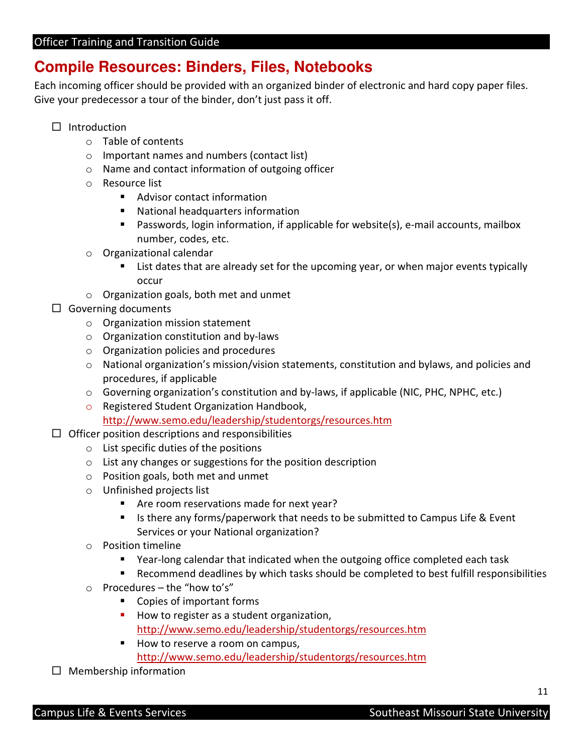## Compile Resources: Binders, Files, Notebooks

Each incoming officer should be provided with an organized binder of electronic and hard copy paper files. Give your predecessor a tour of the binder, don't just pass it off.

- ☐ Introduction
  - Table of contents
  - Important names and numbers (contact list)
  - Name and contact information of outgoing officer
  - Resource list
    - Advisor contact information
    - National headquarters information
    - Passwords, login information, if applicable for website(s), e-mail accounts, mailbox number, codes, etc.
  - Organizational calendar
    - List dates that are already set for the upcoming year, or when major events typically occur
  - Organization goals, both met and unmet
- ☐ Governing documents
  - Organization mission statement
  - Organization constitution and by-laws
  - Organization policies and procedures
  - National organization's mission/vision statements, constitution and bylaws, and policies and procedures, if applicable
  - Governing organization's constitution and by-laws, if applicable (NIC, PHC, NPHC, etc.)
  - Registered Student Organization Handbook, http://www.semo.edu/leadership/studentorgs/resources.htm
- ☐ Officer position descriptions and responsibilities
  - List specific duties of the positions
  - List any changes or suggestions for the position description
  - Position goals, both met and unmet
  - Unfinished projects list
    - Are room reservations made for next year?
    - Is there any forms/paperwork that needs to be submitted to Campus Life & Event Services or your National organization?
  - Position timeline
    - Year-long calendar that indicated when the outgoing office completed each task
    - Recommend deadlines by which tasks should be completed to best fulfill responsibilities
  - Procedures – the "how to's"
    - Copies of important forms
    - How to register as a student organization, http://www.semo.edu/leadership/studentorgs/resources.htm
    - How to reserve a room on campus, http://www.semo.edu/leadership/studentorgs/resources.htm
- ☐ Membership information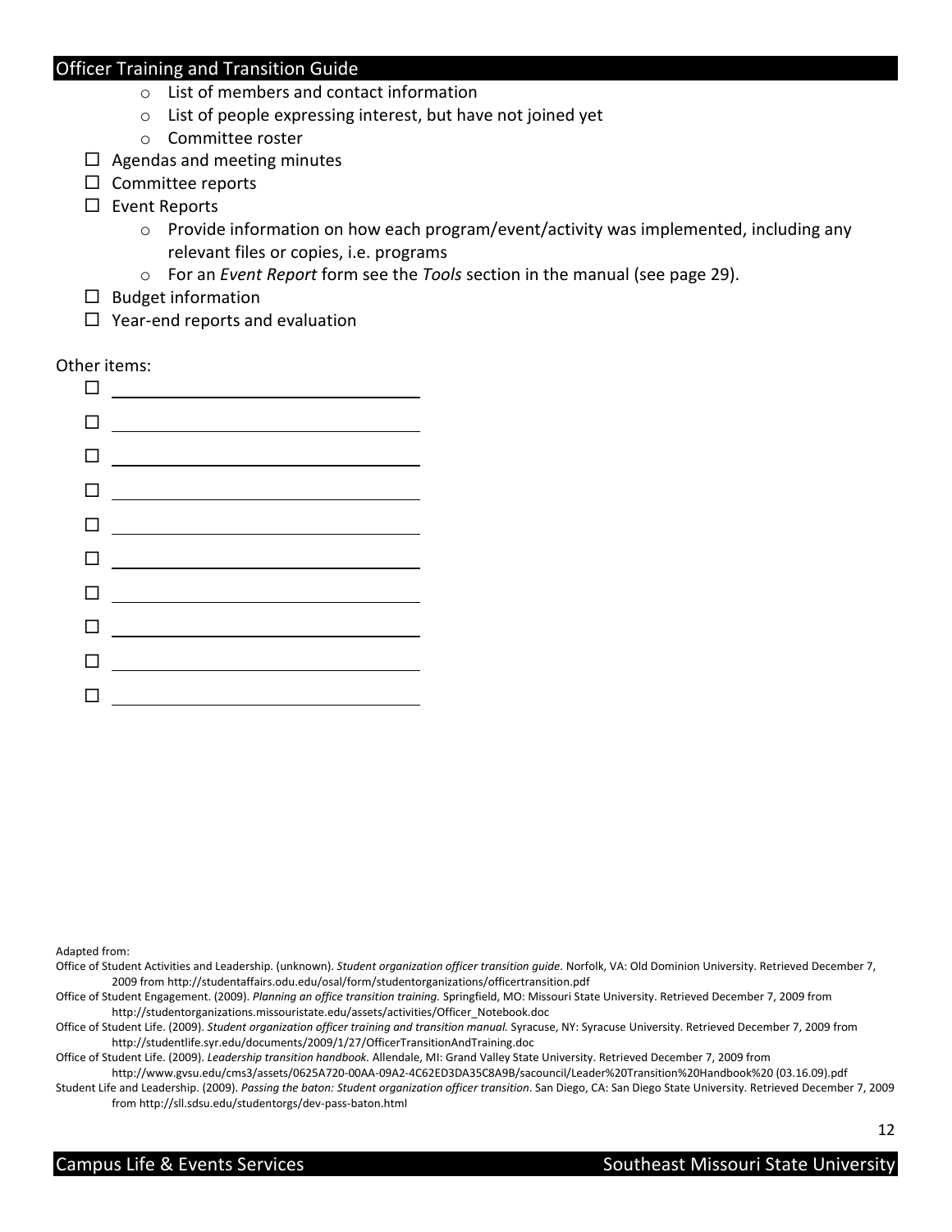- List of members and contact information
    - List of people expressing interest, but have not joined yet
    - Committee roster
- ☐ Agendas and meeting minutes
- ☐ Committee reports
- ☐ Event Reports
    - Provide information on how each program/event/activity was implemented, including any relevant files or copies, i.e. programs
    - For an *Event Report* form see the *Tools* section in the manual (see page 29).
- ☐ Budget information
- ☐ Year-end reports and evaluation

Other items:

- ☐ ____________________________
- ☐ ____________________________
- ☐ ____________________________
- ☐ ____________________________
- ☐ ____________________________
- ☐ ____________________________
- ☐ ____________________________
- ☐ ____________________________
- ☐ ____________________________
- ☐ ____________________________

Adapted from:

Office of Student Activities and Leadership. (unknown). *Student organization officer transition guide*. Norfolk, VA: Old Dominion University. Retrieved December 7, 2009 from http://studentaffairs.odu.edu/osal/form/studentorganizations/officertransition.pdf

Office of Student Engagement. (2009). *Planning an office transition training.* Springfield, MO: Missouri State University. Retrieved December 7, 2009 from http://studentorganizations.missouristate.edu/assets/activities/Officer_Notebook.doc

Office of Student Life. (2009). *Student organization officer training and transition manual.* Syracuse, NY: Syracuse University. Retrieved December 7, 2009 from http://studentlife.syr.edu/documents/2009/1/27/OfficerTransitionAndTraining.doc

Office of Student Life. (2009). *Leadership transition handbook.* Allendale, MI: Grand Valley State University. Retrieved December 7, 2009 from http://www.gvsu.edu/cms3/assets/0625A720-00AA-09A2-4C62ED3DA35C8A9B/sacouncil/Leader%20Transition%20Handbook%20 (03.16.09).pdf

Student Life and Leadership. (2009). *Passing the baton: Student organization officer transition*. San Diego, CA: San Diego State University. Retrieved December 7, 2009 from http://sll.sdsu.edu/studentorgs/dev-pass-baton.html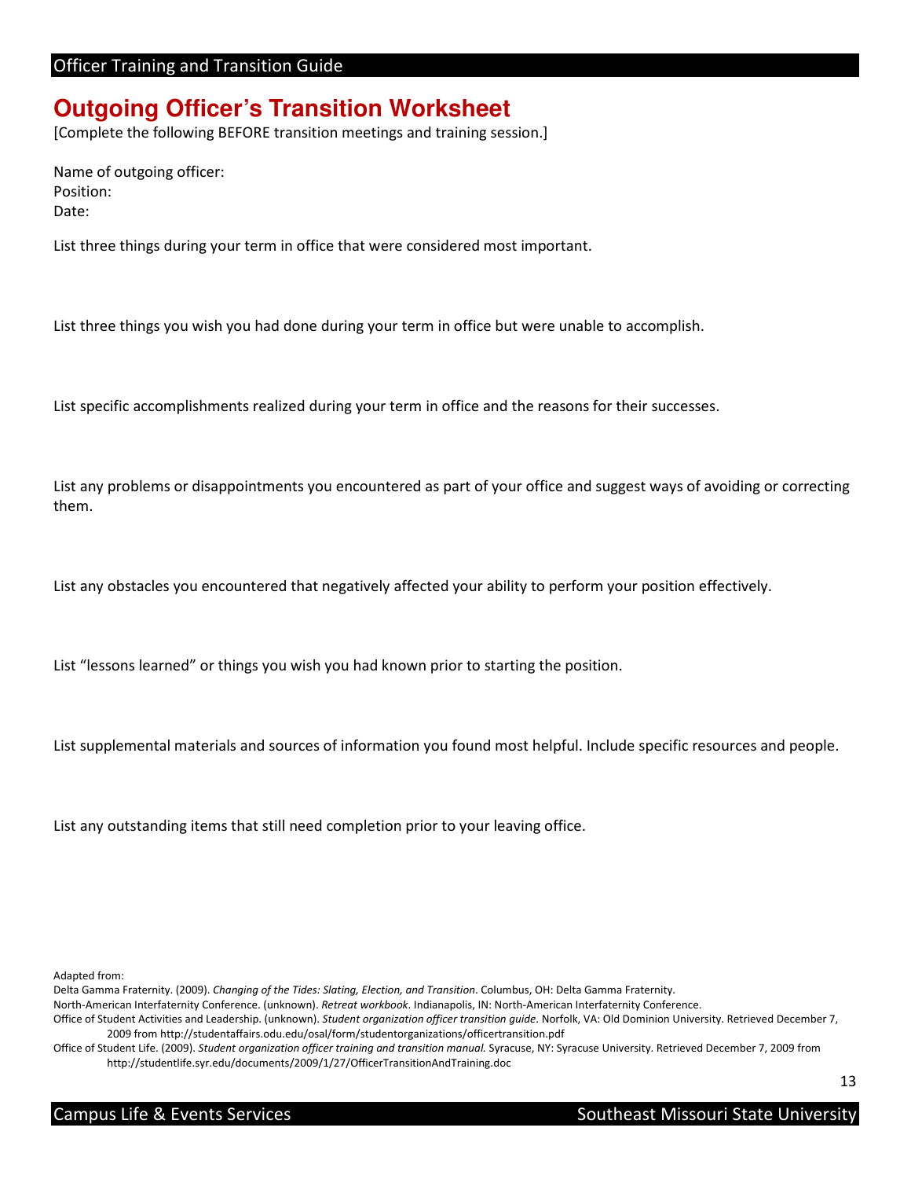# Outgoing Officer's Transition Worksheet

[Complete the following BEFORE transition meetings and training session.]

Name of outgoing officer:
Position:
Date:

List three things during your term in office that were considered most important.

List three things you wish you had done during your term in office but were unable to accomplish.

List specific accomplishments realized during your term in office and the reasons for their successes.

List any problems or disappointments you encountered as part of your office and suggest ways of avoiding or correcting them.

List any obstacles you encountered that negatively affected your ability to perform your position effectively.

List "lessons learned" or things you wish you had known prior to starting the position.

List supplemental materials and sources of information you found most helpful. Include specific resources and people.

List any outstanding items that still need completion prior to your leaving office.

Adapted from:

Delta Gamma Fraternity. (2009). *Changing of the Tides: Slating, Election, and Transition*. Columbus, OH: Delta Gamma Fraternity.

North-American Interfaternity Conference. (unknown). *Retreat workbook*. Indianapolis, IN: North-American Interfaternity Conference.

Office of Student Activities and Leadership. (unknown). *Student organization officer transition guide*. Norfolk, VA: Old Dominion University. Retrieved December 7, 2009 from http://studentaffairs.odu.edu/osal/form/studentorganizations/officertransition.pdf

Office of Student Life. (2009). *Student organization officer training and transition manual.* Syracuse, NY: Syracuse University. Retrieved December 7, 2009 from http://studentlife.syr.edu/documents/2009/1/27/OfficerTransitionAndTraining.doc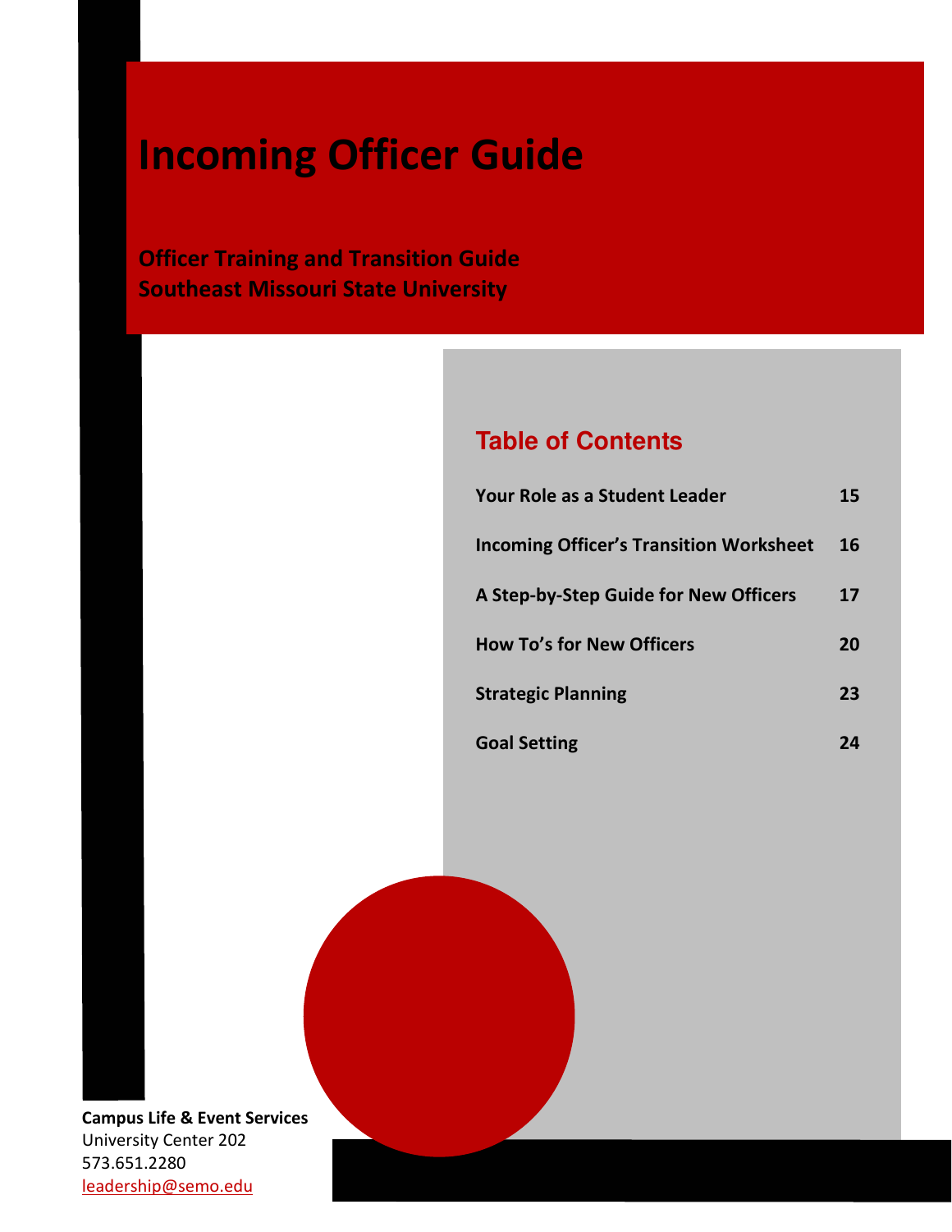# Incoming Officer Guide

**Officer Training and Transition Guide**
**Southeast Missouri State University**

## Table of Contents

| | |
|---|---|
| **Your Role as a Student Leader** | **15** |
| **Incoming Officer's Transition Worksheet** | **16** |
| **A Step-by-Step Guide for New Officers** | **17** |
| **How To's for New Officers** | **20** |
| **Strategic Planning** | **23** |
| **Goal Setting** | **24** |

**Campus Life & Event Services**
University Center 202
573.651.2280
leadership@semo.edu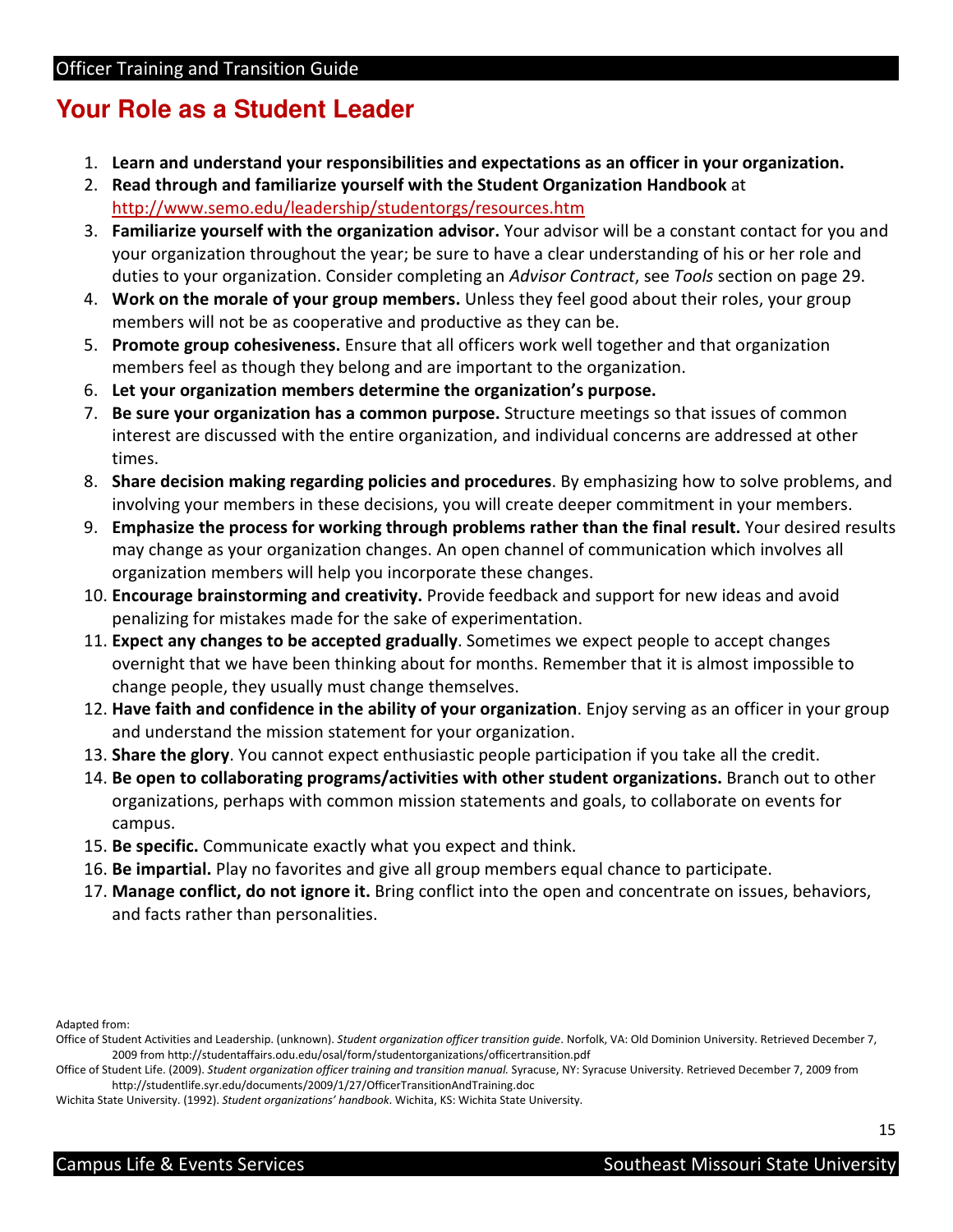# Your Role as a Student Leader

1. **Learn and understand your responsibilities and expectations as an officer in your organization.**
2. **Read through and familiarize yourself with the Student Organization Handbook** at http://www.semo.edu/leadership/studentorgs/resources.htm
3. **Familiarize yourself with the organization advisor.** Your advisor will be a constant contact for you and your organization throughout the year; be sure to have a clear understanding of his or her role and duties to your organization. Consider completing an *Advisor Contract*, see *Tools* section on page 29.
4. **Work on the morale of your group members.** Unless they feel good about their roles, your group members will not be as cooperative and productive as they can be.
5. **Promote group cohesiveness.** Ensure that all officers work well together and that organization members feel as though they belong and are important to the organization.
6. **Let your organization members determine the organization's purpose.**
7. **Be sure your organization has a common purpose.** Structure meetings so that issues of common interest are discussed with the entire organization, and individual concerns are addressed at other times.
8. **Share decision making regarding policies and procedures**. By emphasizing how to solve problems, and involving your members in these decisions, you will create deeper commitment in your members.
9. **Emphasize the process for working through problems rather than the final result.** Your desired results may change as your organization changes. An open channel of communication which involves all organization members will help you incorporate these changes.
10. **Encourage brainstorming and creativity.** Provide feedback and support for new ideas and avoid penalizing for mistakes made for the sake of experimentation.
11. **Expect any changes to be accepted gradually**. Sometimes we expect people to accept changes overnight that we have been thinking about for months. Remember that it is almost impossible to change people, they usually must change themselves.
12. **Have faith and confidence in the ability of your organization**. Enjoy serving as an officer in your group and understand the mission statement for your organization.
13. **Share the glory**. You cannot expect enthusiastic people participation if you take all the credit.
14. **Be open to collaborating programs/activities with other student organizations.** Branch out to other organizations, perhaps with common mission statements and goals, to collaborate on events for campus.
15. **Be specific.** Communicate exactly what you expect and think.
16. **Be impartial.** Play no favorites and give all group members equal chance to participate.
17. **Manage conflict, do not ignore it.** Bring conflict into the open and concentrate on issues, behaviors, and facts rather than personalities.

Adapted from:

Office of Student Activities and Leadership. (unknown). *Student organization officer transition guide*. Norfolk, VA: Old Dominion University. Retrieved December 7, 2009 from http://studentaffairs.odu.edu/osal/form/studentorganizations/officertransition.pdf

Office of Student Life. (2009). *Student organization officer training and transition manual.* Syracuse, NY: Syracuse University. Retrieved December 7, 2009 from http://studentlife.syr.edu/documents/2009/1/27/OfficerTransitionAndTraining.doc

Wichita State University. (1992). *Student organizations' handbook.* Wichita, KS: Wichita State University.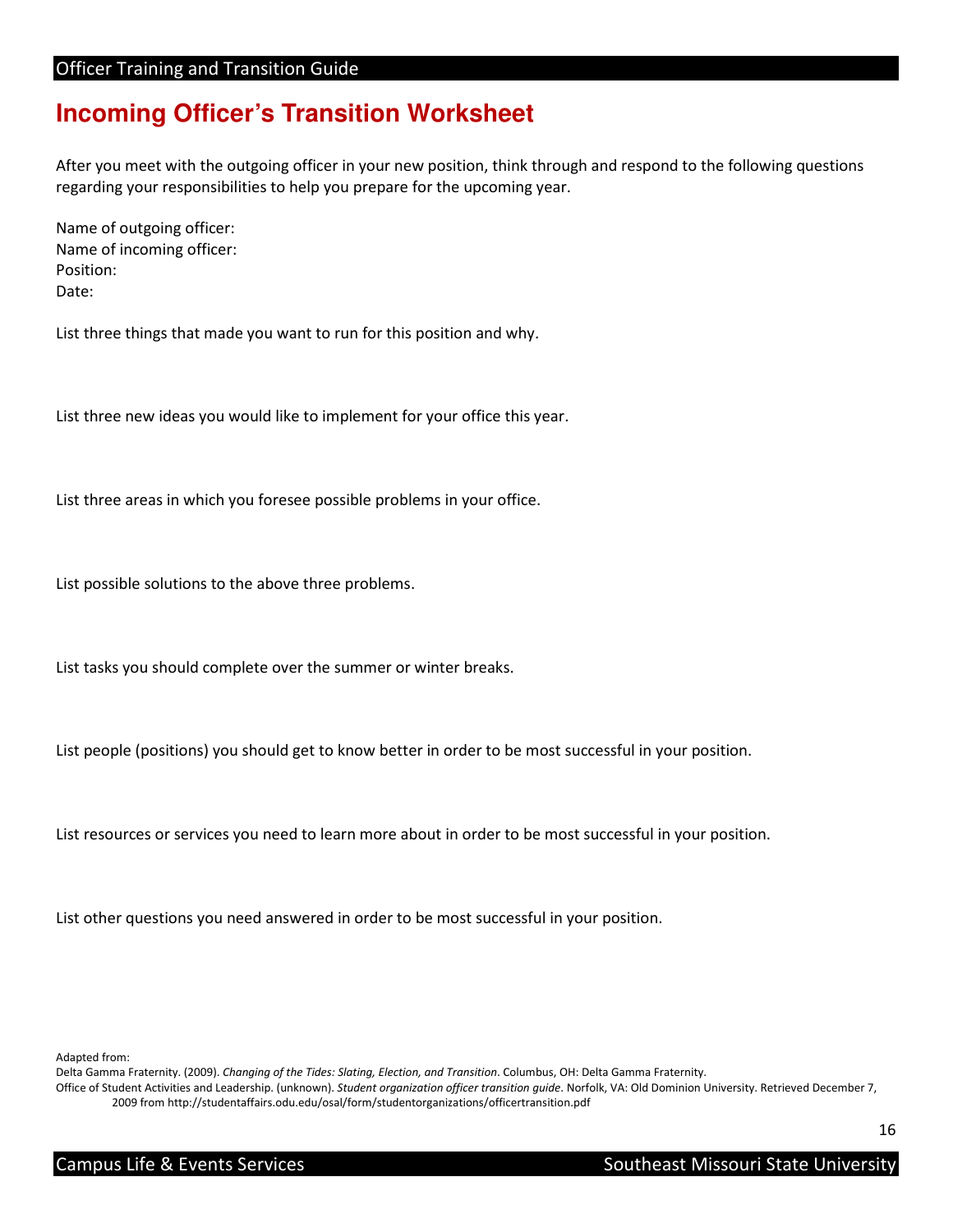# Incoming Officer's Transition Worksheet

After you meet with the outgoing officer in your new position, think through and respond to the following questions regarding your responsibilities to help you prepare for the upcoming year.

Name of outgoing officer:
Name of incoming officer:
Position:
Date:

List three things that made you want to run for this position and why.

List three new ideas you would like to implement for your office this year.

List three areas in which you foresee possible problems in your office.

List possible solutions to the above three problems.

List tasks you should complete over the summer or winter breaks.

List people (positions) you should get to know better in order to be most successful in your position.

List resources or services you need to learn more about in order to be most successful in your position.

List other questions you need answered in order to be most successful in your position.

Adapted from:
Delta Gamma Fraternity. (2009). *Changing of the Tides: Slating, Election, and Transition*. Columbus, OH: Delta Gamma Fraternity.
Office of Student Activities and Leadership. (unknown). *Student organization officer transition guide*. Norfolk, VA: Old Dominion University. Retrieved December 7, 2009 from http://studentaffairs.odu.edu/osal/form/studentorganizations/officertransition.pdf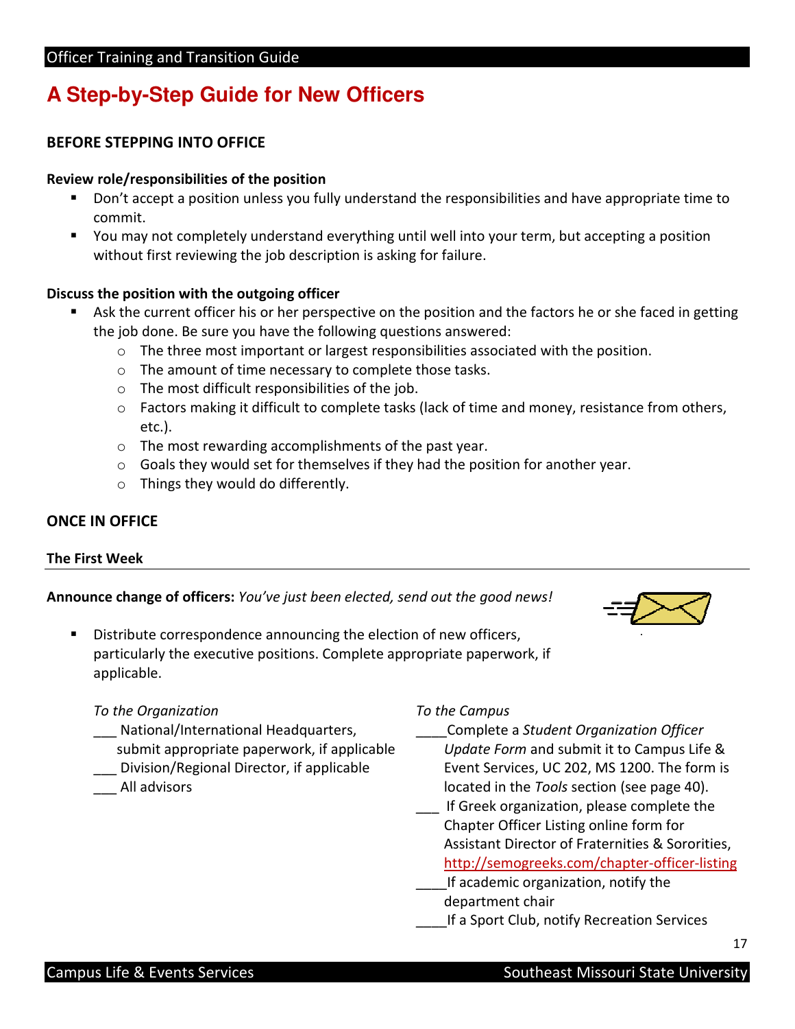# A Step-by-Step Guide for New Officers

## BEFORE STEPPING INTO OFFICE

**Review role/responsibilities of the position**

- Don't accept a position unless you fully understand the responsibilities and have appropriate time to commit.
- You may not completely understand everything until well into your term, but accepting a position without first reviewing the job description is asking for failure.

**Discuss the position with the outgoing officer**

- Ask the current officer his or her perspective on the position and the factors he or she faced in getting the job done. Be sure you have the following questions answered:
  - The three most important or largest responsibilities associated with the position.
  - The amount of time necessary to complete those tasks.
  - The most difficult responsibilities of the job.
  - Factors making it difficult to complete tasks (lack of time and money, resistance from others, etc.).
  - The most rewarding accomplishments of the past year.
  - Goals they would set for themselves if they had the position for another year.
  - Things they would do differently.

## ONCE IN OFFICE

### The First Week

**Announce change of officers:** *You've just been elected, send out the good news!*

- Distribute correspondence announcing the election of new officers, particularly the executive positions. Complete appropriate paperwork, if applicable.

*To the Organization*

___ National/International Headquarters, submit appropriate paperwork, if applicable
___ Division/Regional Director, if applicable
___ All advisors

*To the Campus*

____Complete a *Student Organization Officer Update Form* and submit it to Campus Life & Event Services, UC 202, MS 1200. The form is located in the *Tools* section (see page 40).
___ If Greek organization, please complete the Chapter Officer Listing online form for Assistant Director of Fraternities & Sororities, http://semogreeks.com/chapter-officer-listing
____If academic organization, notify the department chair
____If a Sport Club, notify Recreation Services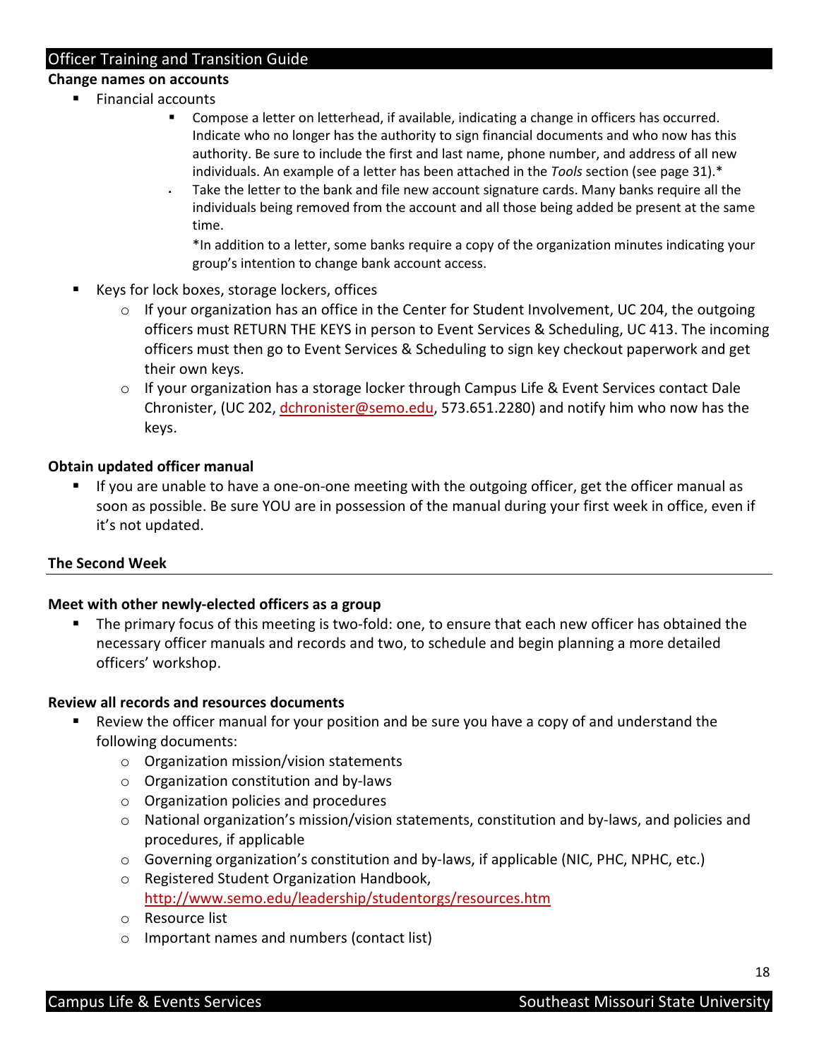**Change names on accounts**

- Financial accounts
    - Compose a letter on letterhead, if available, indicating a change in officers has occurred. Indicate who no longer has the authority to sign financial documents and who now has this authority. Be sure to include the first and last name, phone number, and address of all new individuals. An example of a letter has been attached in the *Tools* section (see page 31).*
    - Take the letter to the bank and file new account signature cards. Many banks require all the individuals being removed from the account and all those being added be present at the same time.

      *In addition to a letter, some banks require a copy of the organization minutes indicating your group's intention to change bank account access.

- Keys for lock boxes, storage lockers, offices
    - If your organization has an office in the Center for Student Involvement, UC 204, the outgoing officers must RETURN THE KEYS in person to Event Services & Scheduling, UC 413. The incoming officers must then go to Event Services & Scheduling to sign key checkout paperwork and get their own keys.
    - If your organization has a storage locker through Campus Life & Event Services contact Dale Chronister, (UC 202, dchronister@semo.edu, 573.651.2280) and notify him who now has the keys.

**Obtain updated officer manual**

- If you are unable to have a one-on-one meeting with the outgoing officer, get the officer manual as soon as possible. Be sure YOU are in possession of the manual during your first week in office, even if it's not updated.

**The Second Week**

---

**Meet with other newly-elected officers as a group**

- The primary focus of this meeting is two-fold: one, to ensure that each new officer has obtained the necessary officer manuals and records and two, to schedule and begin planning a more detailed officers' workshop.

**Review all records and resources documents**

- Review the officer manual for your position and be sure you have a copy of and understand the following documents:
    - Organization mission/vision statements
    - Organization constitution and by-laws
    - Organization policies and procedures
    - National organization's mission/vision statements, constitution and by-laws, and policies and procedures, if applicable
    - Governing organization's constitution and by-laws, if applicable (NIC, PHC, NPHC, etc.)
    - Registered Student Organization Handbook, http://www.semo.edu/leadership/studentorgs/resources.htm
    - Resource list
    - Important names and numbers (contact list)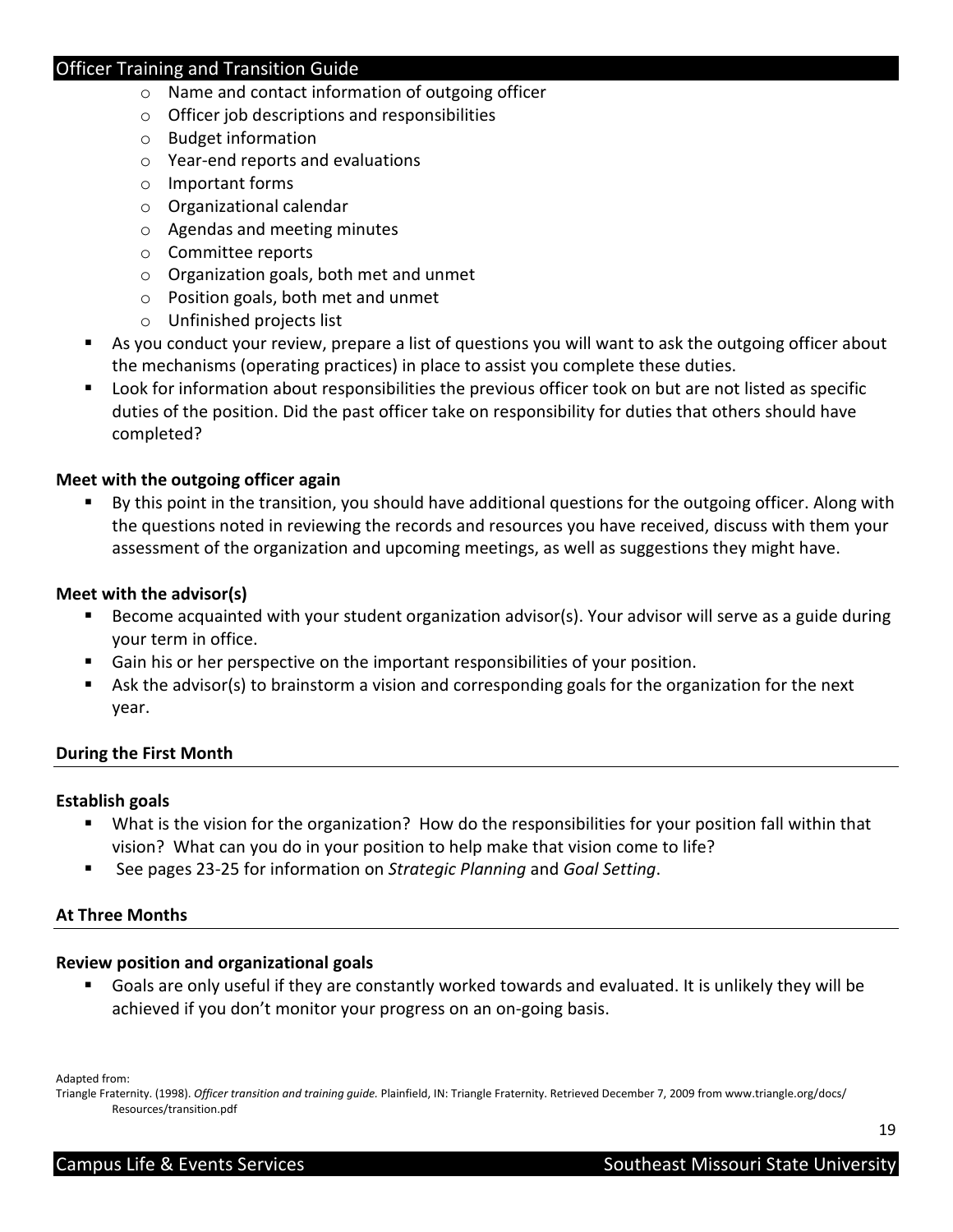- Name and contact information of outgoing officer
    - Officer job descriptions and responsibilities
    - Budget information
    - Year-end reports and evaluations
    - Important forms
    - Organizational calendar
    - Agendas and meeting minutes
    - Committee reports
    - Organization goals, both met and unmet
    - Position goals, both met and unmet
    - Unfinished projects list
- As you conduct your review, prepare a list of questions you will want to ask the outgoing officer about the mechanisms (operating practices) in place to assist you complete these duties.
- Look for information about responsibilities the previous officer took on but are not listed as specific duties of the position. Did the past officer take on responsibility for duties that others should have completed?

**Meet with the outgoing officer again**

- By this point in the transition, you should have additional questions for the outgoing officer. Along with the questions noted in reviewing the records and resources you have received, discuss with them your assessment of the organization and upcoming meetings, as well as suggestions they might have.

**Meet with the advisor(s)**

- Become acquainted with your student organization advisor(s). Your advisor will serve as a guide during your term in office.
- Gain his or her perspective on the important responsibilities of your position.
- Ask the advisor(s) to brainstorm a vision and corresponding goals for the organization for the next year.

### During the First Month

**Establish goals**

- What is the vision for the organization? How do the responsibilities for your position fall within that vision? What can you do in your position to help make that vision come to life?
- See pages 23-25 for information on *Strategic Planning* and *Goal Setting*.

### At Three Months

**Review position and organizational goals**

- Goals are only useful if they are constantly worked towards and evaluated. It is unlikely they will be achieved if you don't monitor your progress on an on-going basis.

Adapted from:
Triangle Fraternity. (1998). *Officer transition and training guide.* Plainfield, IN: Triangle Fraternity. Retrieved December 7, 2009 from www.triangle.org/docs/Resources/transition.pdf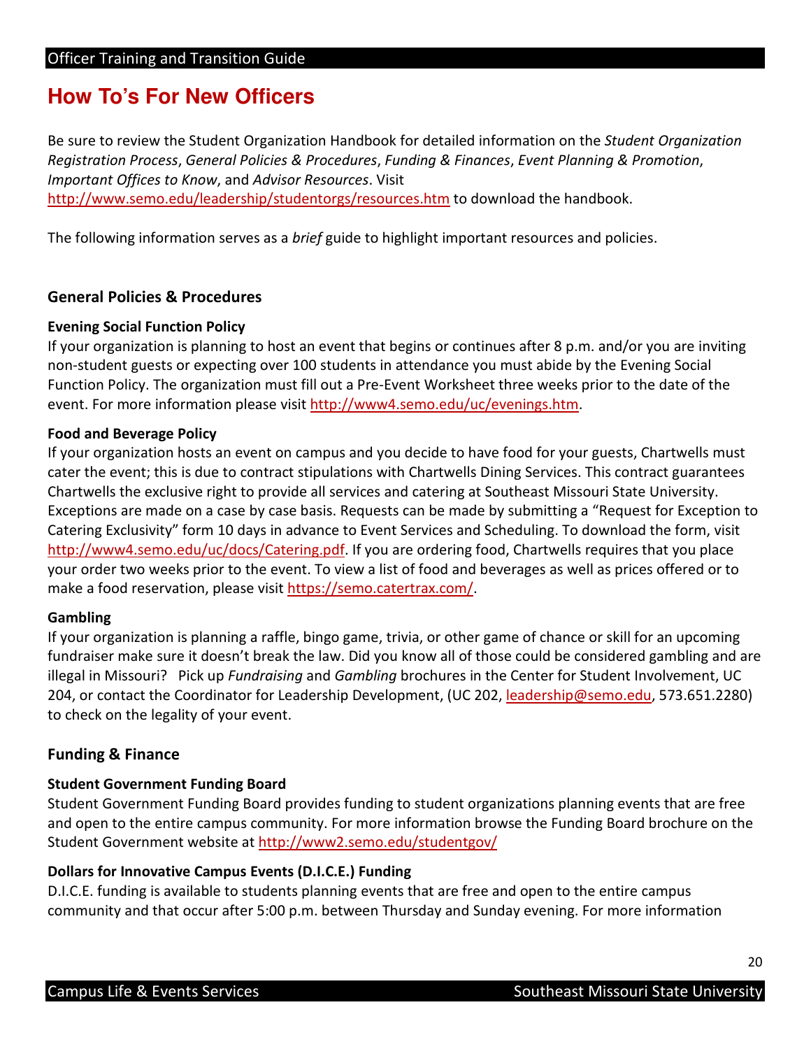# How To's For New Officers

Be sure to review the Student Organization Handbook for detailed information on the *Student Organization Registration Process*, *General Policies & Procedures*, *Funding & Finances*, *Event Planning & Promotion*, *Important Offices to Know*, and *Advisor Resources*. Visit http://www.semo.edu/leadership/studentorgs/resources.htm to download the handbook.

The following information serves as a *brief* guide to highlight important resources and policies.

## General Policies & Procedures

### Evening Social Function Policy

If your organization is planning to host an event that begins or continues after 8 p.m. and/or you are inviting non-student guests or expecting over 100 students in attendance you must abide by the Evening Social Function Policy. The organization must fill out a Pre-Event Worksheet three weeks prior to the date of the event. For more information please visit http://www4.semo.edu/uc/evenings.htm.

### Food and Beverage Policy

If your organization hosts an event on campus and you decide to have food for your guests, Chartwells must cater the event; this is due to contract stipulations with Chartwells Dining Services. This contract guarantees Chartwells the exclusive right to provide all services and catering at Southeast Missouri State University. Exceptions are made on a case by case basis. Requests can be made by submitting a "Request for Exception to Catering Exclusivity" form 10 days in advance to Event Services and Scheduling. To download the form, visit http://www4.semo.edu/uc/docs/Catering.pdf. If you are ordering food, Chartwells requires that you place your order two weeks prior to the event. To view a list of food and beverages as well as prices offered or to make a food reservation, please visit https://semo.catertrax.com/.

### Gambling

If your organization is planning a raffle, bingo game, trivia, or other game of chance or skill for an upcoming fundraiser make sure it doesn't break the law. Did you know all of those could be considered gambling and are illegal in Missouri? Pick up *Fundraising* and *Gambling* brochures in the Center for Student Involvement, UC 204, or contact the Coordinator for Leadership Development, (UC 202, leadership@semo.edu, 573.651.2280) to check on the legality of your event.

## Funding & Finance

### Student Government Funding Board

Student Government Funding Board provides funding to student organizations planning events that are free and open to the entire campus community. For more information browse the Funding Board brochure on the Student Government website at http://www2.semo.edu/studentgov/

### Dollars for Innovative Campus Events (D.I.C.E.) Funding

D.I.C.E. funding is available to students planning events that are free and open to the entire campus community and that occur after 5:00 p.m. between Thursday and Sunday evening. For more information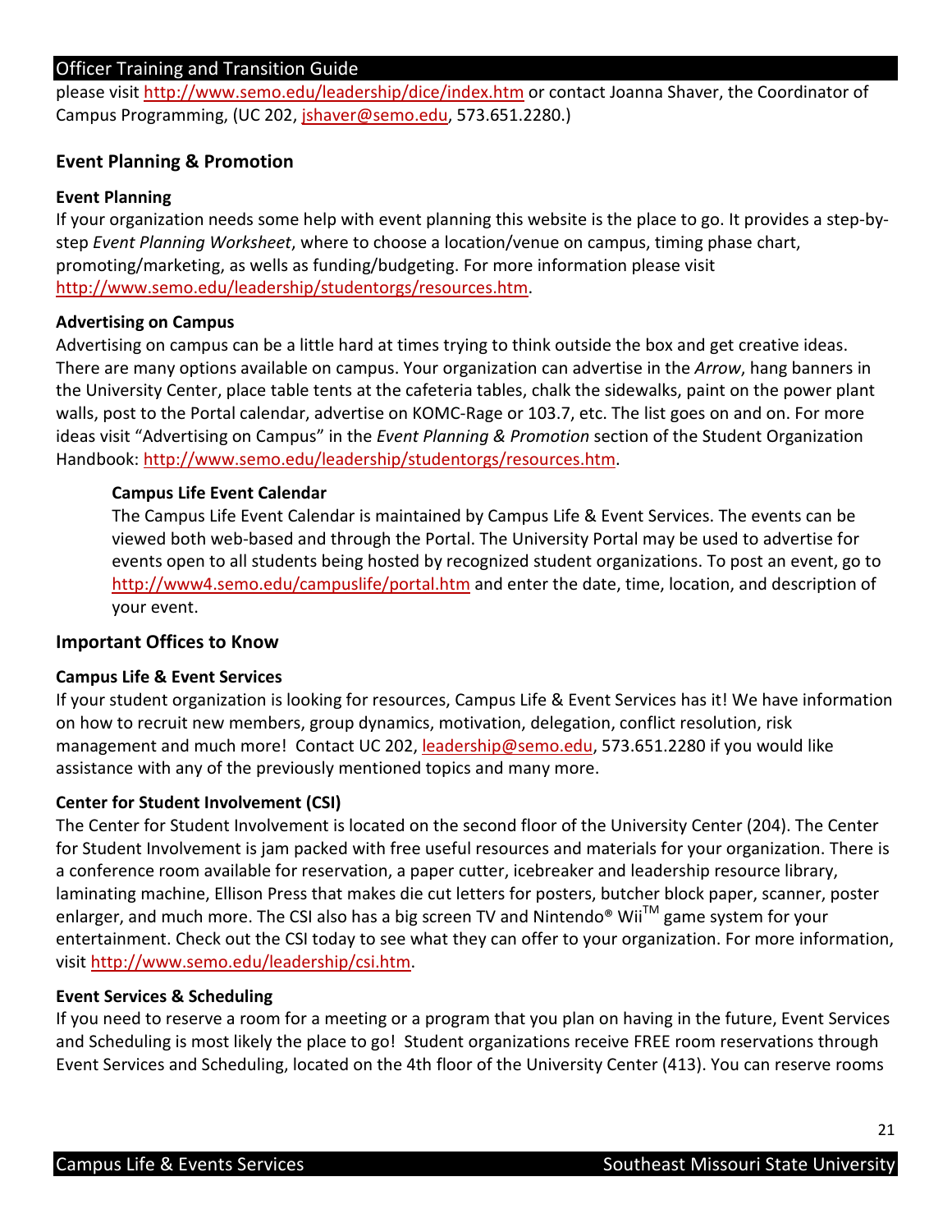please visit http://www.semo.edu/leadership/dice/index.htm or contact Joanna Shaver, the Coordinator of Campus Programming, (UC 202, jshaver@semo.edu, 573.651.2280.)

## Event Planning & Promotion

### Event Planning

If your organization needs some help with event planning this website is the place to go. It provides a step-by-step *Event Planning Worksheet*, where to choose a location/venue on campus, timing phase chart, promoting/marketing, as wells as funding/budgeting. For more information please visit http://www.semo.edu/leadership/studentorgs/resources.htm.

### Advertising on Campus

Advertising on campus can be a little hard at times trying to think outside the box and get creative ideas. There are many options available on campus. Your organization can advertise in the *Arrow*, hang banners in the University Center, place table tents at the cafeteria tables, chalk the sidewalks, paint on the power plant walls, post to the Portal calendar, advertise on KOMC-Rage or 103.7, etc. The list goes on and on. For more ideas visit "Advertising on Campus" in the *Event Planning & Promotion* section of the Student Organization Handbook: http://www.semo.edu/leadership/studentorgs/resources.htm.

#### Campus Life Event Calendar

The Campus Life Event Calendar is maintained by Campus Life & Event Services. The events can be viewed both web-based and through the Portal. The University Portal may be used to advertise for events open to all students being hosted by recognized student organizations. To post an event, go to http://www4.semo.edu/campuslife/portal.htm and enter the date, time, location, and description of your event.

## Important Offices to Know

### Campus Life & Event Services

If your student organization is looking for resources, Campus Life & Event Services has it! We have information on how to recruit new members, group dynamics, motivation, delegation, conflict resolution, risk management and much more! Contact UC 202, leadership@semo.edu, 573.651.2280 if you would like assistance with any of the previously mentioned topics and many more.

### Center for Student Involvement (CSI)

The Center for Student Involvement is located on the second floor of the University Center (204). The Center for Student Involvement is jam packed with free useful resources and materials for your organization. There is a conference room available for reservation, a paper cutter, icebreaker and leadership resource library, laminating machine, Ellison Press that makes die cut letters for posters, butcher block paper, scanner, poster enlarger, and much more. The CSI also has a big screen TV and Nintendo® Wii™ game system for your entertainment. Check out the CSI today to see what they can offer to your organization. For more information, visit http://www.semo.edu/leadership/csi.htm.

### Event Services & Scheduling

If you need to reserve a room for a meeting or a program that you plan on having in the future, Event Services and Scheduling is most likely the place to go! Student organizations receive FREE room reservations through Event Services and Scheduling, located on the 4th floor of the University Center (413). You can reserve rooms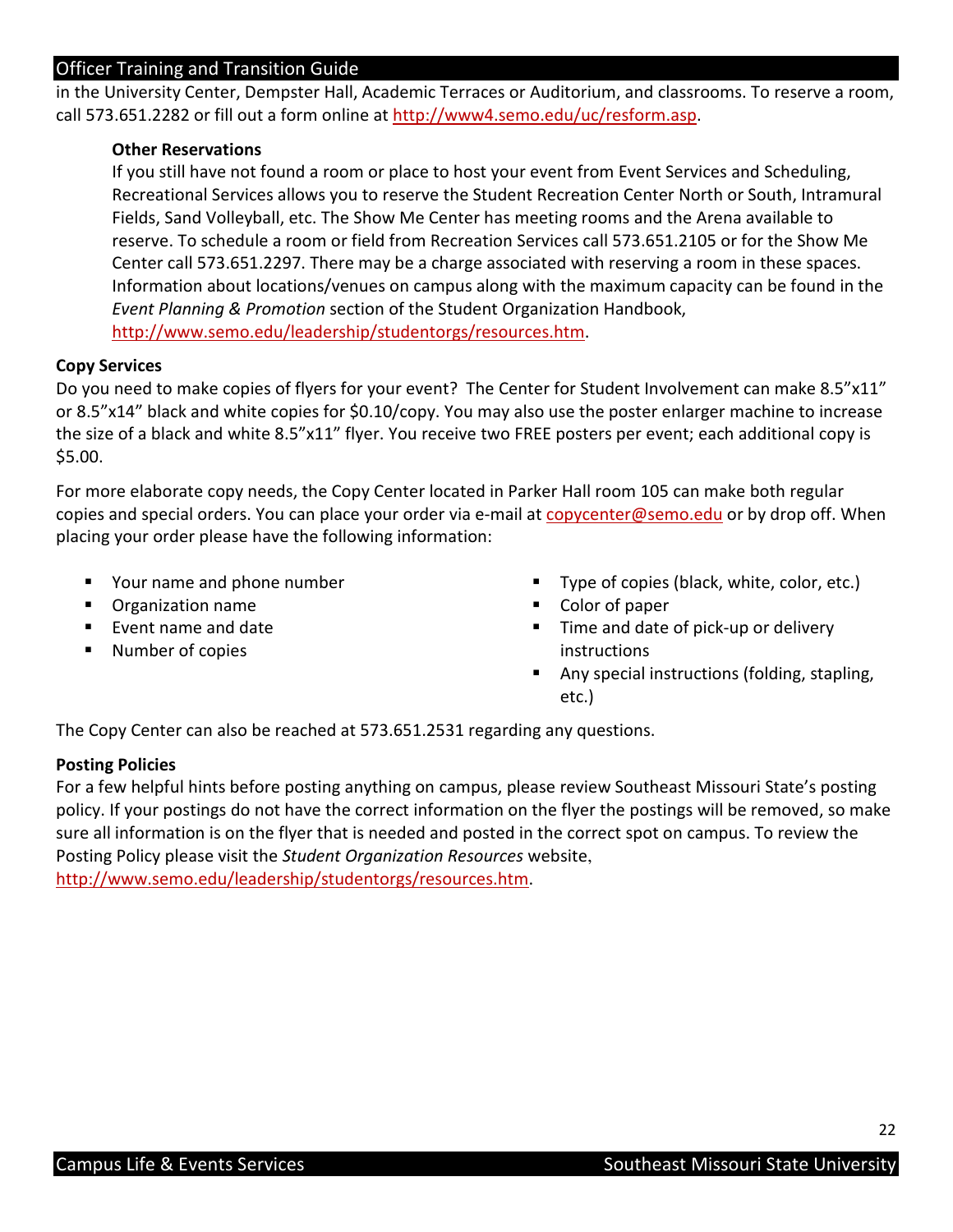in the University Center, Dempster Hall, Academic Terraces or Auditorium, and classrooms. To reserve a room, call 573.651.2282 or fill out a form online at http://www4.semo.edu/uc/resform.asp.

**Other Reservations**

If you still have not found a room or place to host your event from Event Services and Scheduling, Recreational Services allows you to reserve the Student Recreation Center North or South, Intramural Fields, Sand Volleyball, etc. The Show Me Center has meeting rooms and the Arena available to reserve. To schedule a room or field from Recreation Services call 573.651.2105 or for the Show Me Center call 573.651.2297. There may be a charge associated with reserving a room in these spaces. Information about locations/venues on campus along with the maximum capacity can be found in the *Event Planning & Promotion* section of the Student Organization Handbook, http://www.semo.edu/leadership/studentorgs/resources.htm.

**Copy Services**

Do you need to make copies of flyers for your event? The Center for Student Involvement can make 8.5"x11" or 8.5"x14" black and white copies for $0.10/copy. You may also use the poster enlarger machine to increase the size of a black and white 8.5"x11" flyer. You receive two FREE posters per event; each additional copy is $5.00.

For more elaborate copy needs, the Copy Center located in Parker Hall room 105 can make both regular copies and special orders. You can place your order via e-mail at copycenter@semo.edu or by drop off. When placing your order please have the following information:

- Your name and phone number
- Organization name
- Event name and date
- Number of copies
- Type of copies (black, white, color, etc.)
- Color of paper
- Time and date of pick-up or delivery instructions
- Any special instructions (folding, stapling, etc.)

The Copy Center can also be reached at 573.651.2531 regarding any questions.

**Posting Policies**

For a few helpful hints before posting anything on campus, please review Southeast Missouri State's posting policy. If your postings do not have the correct information on the flyer the postings will be removed, so make sure all information is on the flyer that is needed and posted in the correct spot on campus. To review the Posting Policy please visit the *Student Organization Resources* website, http://www.semo.edu/leadership/studentorgs/resources.htm.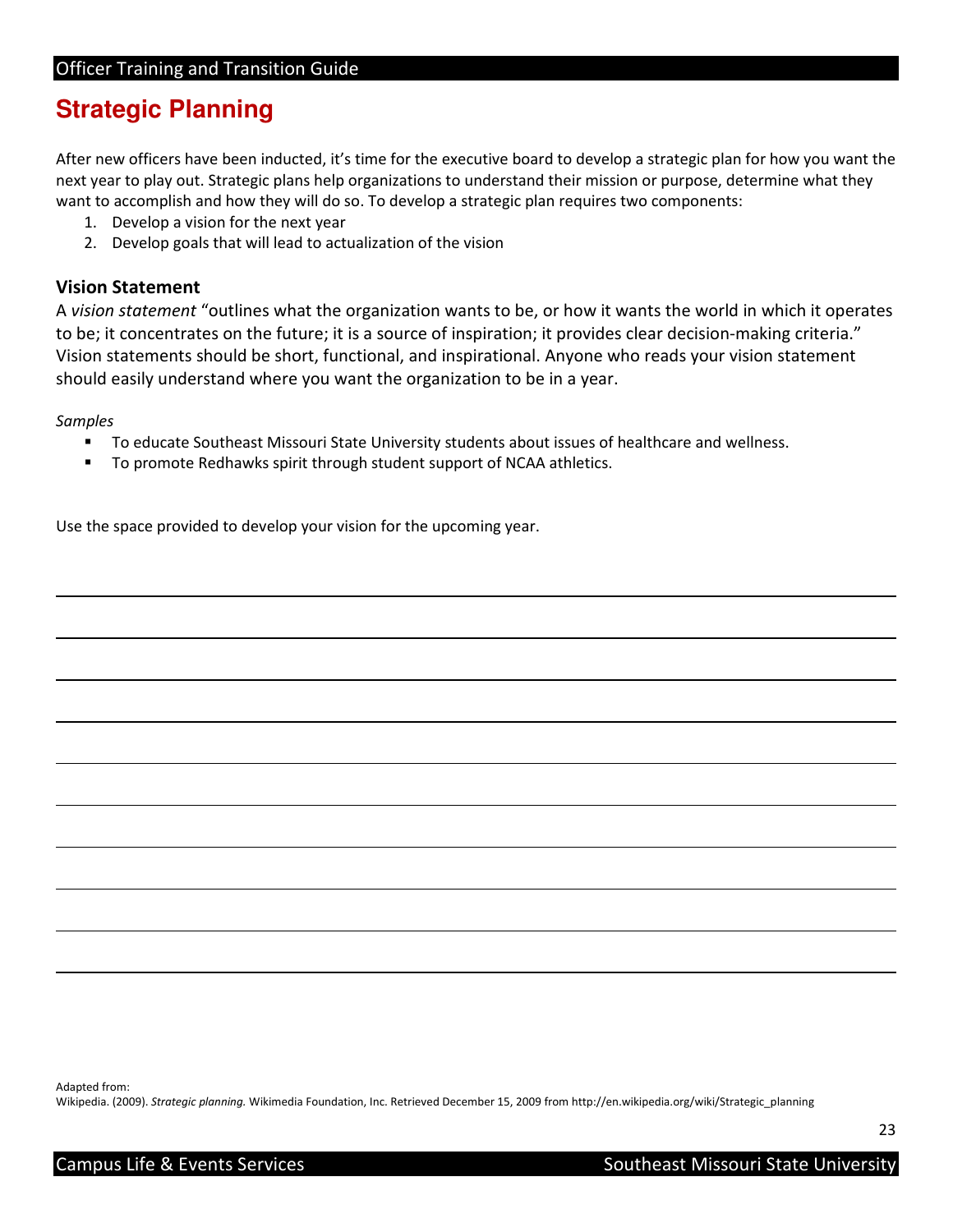# Strategic Planning

After new officers have been inducted, it's time for the executive board to develop a strategic plan for how you want the next year to play out. Strategic plans help organizations to understand their mission or purpose, determine what they want to accomplish and how they will do so. To develop a strategic plan requires two components:

1. Develop a vision for the next year
2. Develop goals that will lead to actualization of the vision

## Vision Statement

A *vision statement* "outlines what the organization wants to be, or how it wants the world in which it operates to be; it concentrates on the future; it is a source of inspiration; it provides clear decision-making criteria." Vision statements should be short, functional, and inspirational. Anyone who reads your vision statement should easily understand where you want the organization to be in a year.

*Samples*

- To educate Southeast Missouri State University students about issues of healthcare and wellness.
- To promote Redhawks spirit through student support of NCAA athletics.

Use the space provided to develop your vision for the upcoming year.

______________________________________________________________________

______________________________________________________________________

______________________________________________________________________

______________________________________________________________________

______________________________________________________________________

______________________________________________________________________

______________________________________________________________________

______________________________________________________________________

______________________________________________________________________

______________________________________________________________________

Adapted from:
Wikipedia. (2009). *Strategic planning.* Wikimedia Foundation, Inc. Retrieved December 15, 2009 from http://en.wikipedia.org/wiki/Strategic_planning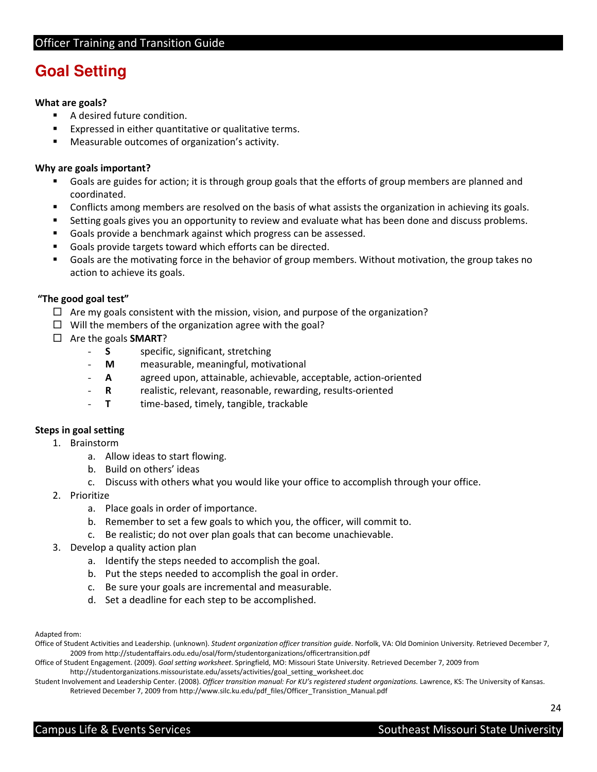# Goal Setting

**What are goals?**

- A desired future condition.
- Expressed in either quantitative or qualitative terms.
- Measurable outcomes of organization's activity.

**Why are goals important?**

- Goals are guides for action; it is through group goals that the efforts of group members are planned and coordinated.
- Conflicts among members are resolved on the basis of what assists the organization in achieving its goals.
- Setting goals gives you an opportunity to review and evaluate what has been done and discuss problems.
- Goals provide a benchmark against which progress can be assessed.
- Goals provide targets toward which efforts can be directed.
- Goals are the motivating force in the behavior of group members. Without motivation, the group takes no action to achieve its goals.

**"The good goal test"**

- ☐ Are my goals consistent with the mission, vision, and purpose of the organization?
- ☐ Will the members of the organization agree with the goal?
- ☐ Are the goals **SMART**?
  - **S** specific, significant, stretching
  - **M** measurable, meaningful, motivational
  - **A** agreed upon, attainable, achievable, acceptable, action-oriented
  - **R** realistic, relevant, reasonable, rewarding, results-oriented
  - **T** time-based, timely, tangible, trackable

**Steps in goal setting**

1. Brainstorm
   a. Allow ideas to start flowing.
   b. Build on others' ideas
   c. Discuss with others what you would like your office to accomplish through your office.
2. Prioritize
   a. Place goals in order of importance.
   b. Remember to set a few goals to which you, the officer, will commit to.
   c. Be realistic; do not over plan goals that can become unachievable.
3. Develop a quality action plan
   a. Identify the steps needed to accomplish the goal.
   b. Put the steps needed to accomplish the goal in order.
   c. Be sure your goals are incremental and measurable.
   d. Set a deadline for each step to be accomplished.

Adapted from:

Office of Student Activities and Leadership. (unknown). *Student organization officer transition guide*. Norfolk, VA: Old Dominion University. Retrieved December 7, 2009 from http://studentaffairs.odu.edu/osal/form/studentorganizations/officertransition.pdf

Office of Student Engagement. (2009). *Goal setting worksheet*. Springfield, MO: Missouri State University. Retrieved December 7, 2009 from http://studentorganizations.missouristate.edu/assets/activities/goal_setting_worksheet.doc

Student Involvement and Leadership Center. (2008). *Officer transition manual: For KU's registered student organizations.* Lawrence, KS: The University of Kansas. Retrieved December 7, 2009 from http://www.silc.ku.edu/pdf_files/Officer_Transistion_Manual.pdf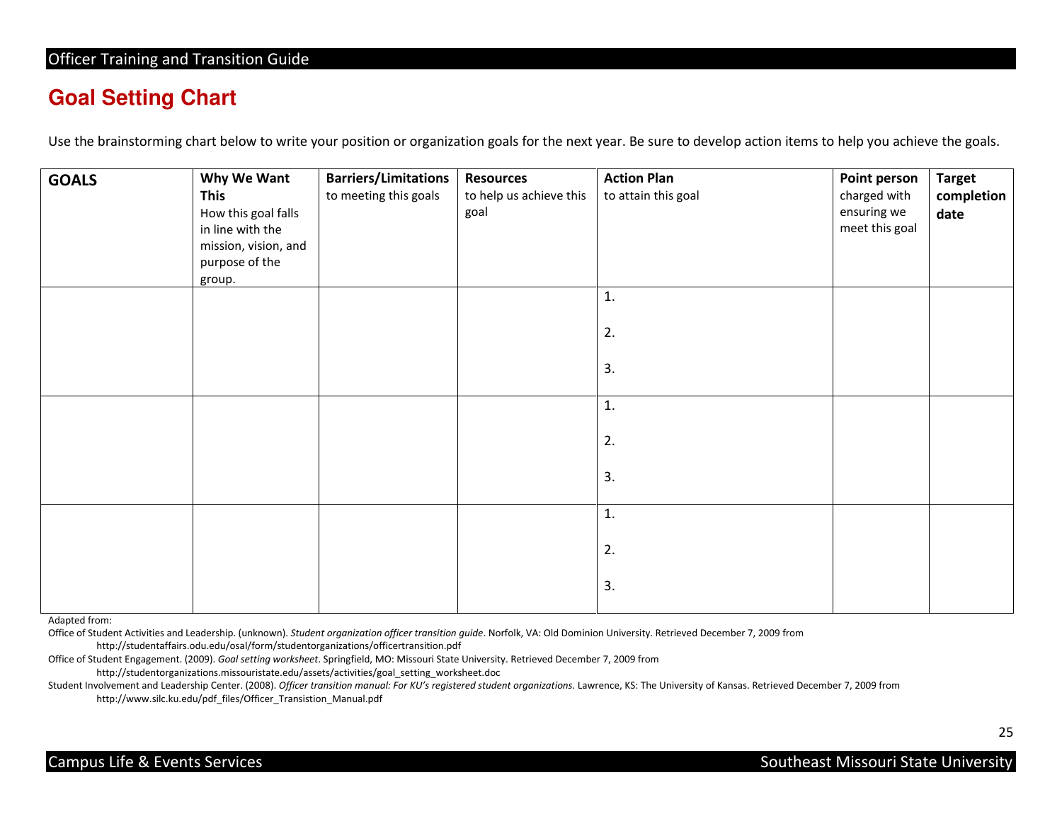## Goal Setting Chart

Use the brainstorming chart below to write your position or organization goals for the next year. Be sure to develop action items to help you achieve the goals.

| **GOALS** | **Why We Want This** How this goal falls in line with the mission, vision, and purpose of the group. | **Barriers/Limitations** to meeting this goals | **Resources** to help us achieve this goal | **Action Plan** to attain this goal | **Point person** charged with ensuring we meet this goal | **Target completion date** |
|---|---|---|---|---|---|---|
| | | | | 1.<br><br>2.<br><br>3. | | |
| | | | | 1.<br><br>2.<br><br>3. | | |
| | | | | 1.<br><br>2.<br><br>3. | | |

Adapted from:

Office of Student Activities and Leadership. (unknown). *Student organization officer transition guide*. Norfolk, VA: Old Dominion University. Retrieved December 7, 2009 from http://studentaffairs.odu.edu/osal/form/studentorganizations/officertransition.pdf

Office of Student Engagement. (2009). *Goal setting worksheet*. Springfield, MO: Missouri State University. Retrieved December 7, 2009 from http://studentorganizations.missouristate.edu/assets/activities/goal_setting_worksheet.doc

Student Involvement and Leadership Center. (2008). *Officer transition manual: For KU's registered student organizations.* Lawrence, KS: The University of Kansas. Retrieved December 7, 2009 from http://www.silc.ku.edu/pdf_files/Officer_Transistion_Manual.pdf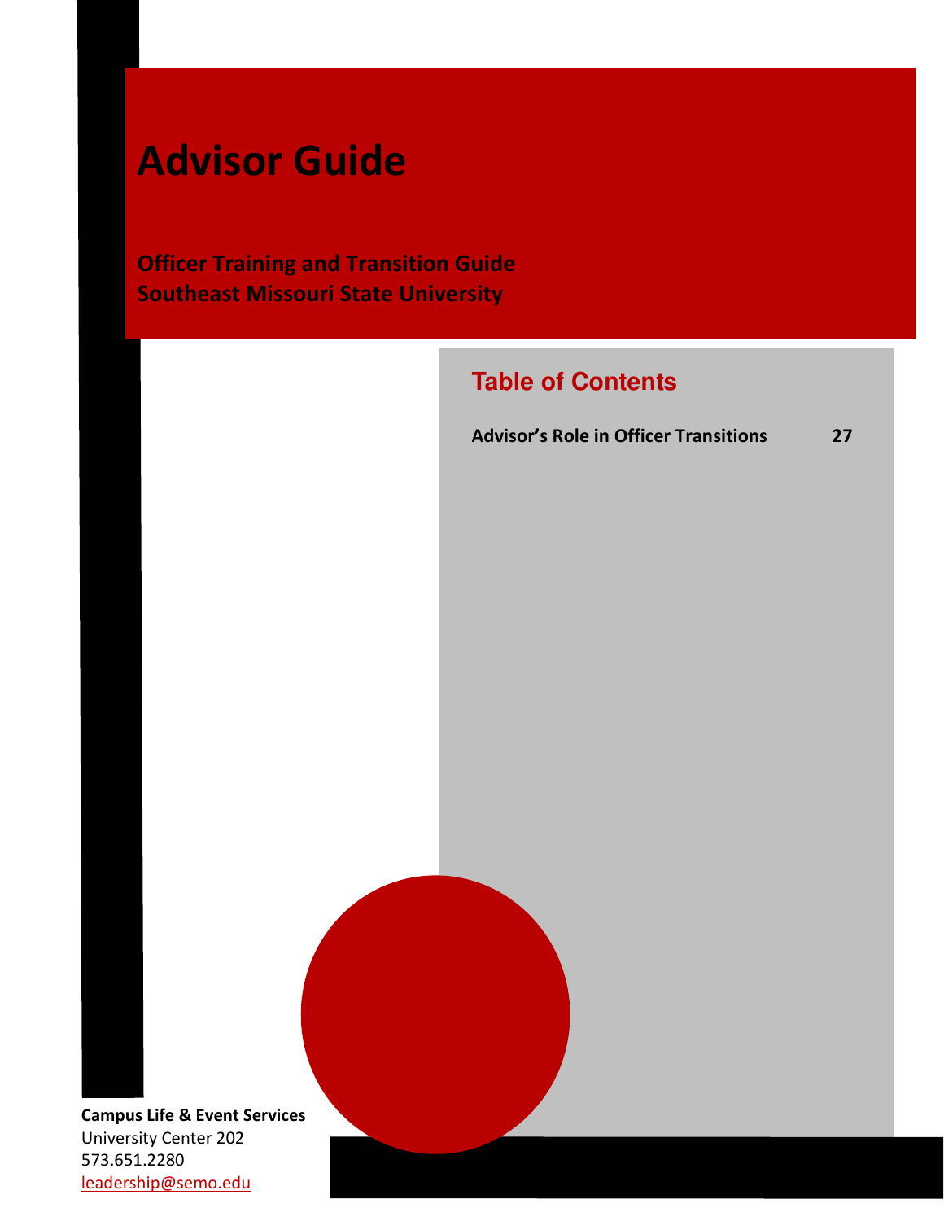# Advisor Guide

**Officer Training and Transition Guide**
**Southeast Missouri State University**

## Table of Contents

| | |
|---|---|
| **Advisor's Role in Officer Transitions** | **27** |

**Campus Life & Event Services**
University Center 202
573.651.2280
leadership@semo.edu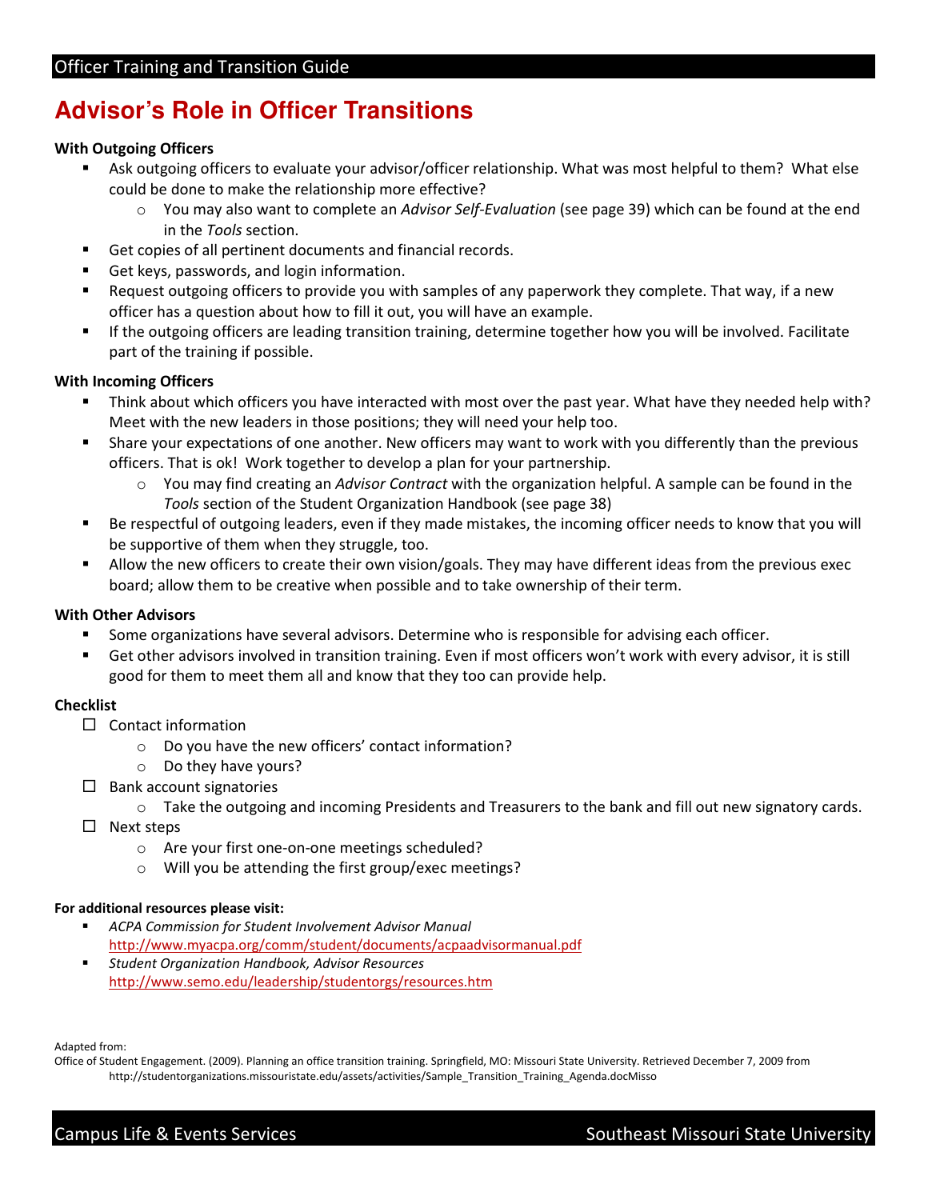# Advisor's Role in Officer Transitions

**With Outgoing Officers**

- Ask outgoing officers to evaluate your advisor/officer relationship. What was most helpful to them? What else could be done to make the relationship more effective?
  - You may also want to complete an *Advisor Self-Evaluation* (see page 39) which can be found at the end in the *Tools* section.
- Get copies of all pertinent documents and financial records.
- Get keys, passwords, and login information.
- Request outgoing officers to provide you with samples of any paperwork they complete. That way, if a new officer has a question about how to fill it out, you will have an example.
- If the outgoing officers are leading transition training, determine together how you will be involved. Facilitate part of the training if possible.

**With Incoming Officers**

- Think about which officers you have interacted with most over the past year. What have they needed help with? Meet with the new leaders in those positions; they will need your help too.
- Share your expectations of one another. New officers may want to work with you differently than the previous officers. That is ok! Work together to develop a plan for your partnership.
  - You may find creating an *Advisor Contract* with the organization helpful. A sample can be found in the *Tools* section of the Student Organization Handbook (see page 38)
- Be respectful of outgoing leaders, even if they made mistakes, the incoming officer needs to know that you will be supportive of them when they struggle, too.
- Allow the new officers to create their own vision/goals. They may have different ideas from the previous exec board; allow them to be creative when possible and to take ownership of their term.

**With Other Advisors**

- Some organizations have several advisors. Determine who is responsible for advising each officer.
- Get other advisors involved in transition training. Even if most officers won't work with every advisor, it is still good for them to meet them all and know that they too can provide help.

**Checklist**

- ☐ Contact information
  - Do you have the new officers' contact information?
  - Do they have yours?
- ☐ Bank account signatories
  - Take the outgoing and incoming Presidents and Treasurers to the bank and fill out new signatory cards.
- ☐ Next steps
  - Are your first one-on-one meetings scheduled?
  - Will you be attending the first group/exec meetings?

**For additional resources please visit:**

- *ACPA Commission for Student Involvement Advisor Manual*
  http://www.myacpa.org/comm/student/documents/acpaadvisormanual.pdf
- *Student Organization Handbook, Advisor Resources*
  http://www.semo.edu/leadership/studentorgs/resources.htm

Adapted from:
Office of Student Engagement. (2009). Planning an office transition training. Springfield, MO: Missouri State University. Retrieved December 7, 2009 from http://studentorganizations.missouristate.edu/assets/activities/Sample_Transition_Training_Agenda.docMisso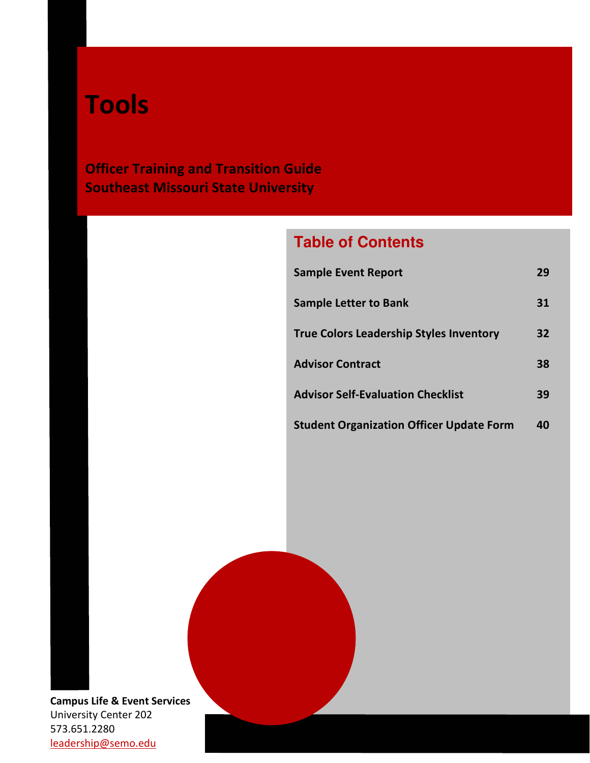# Tools

**Officer Training and Transition Guide**
**Southeast Missouri State University**

## Table of Contents

| | |
|---|---|
| **Sample Event Report** | **29** |
| **Sample Letter to Bank** | **31** |
| **True Colors Leadership Styles Inventory** | **32** |
| **Advisor Contract** | **38** |
| **Advisor Self-Evaluation Checklist** | **39** |
| **Student Organization Officer Update Form** | **40** |

**Campus Life & Event Services**
University Center 202
573.651.2280
leadership@semo.edu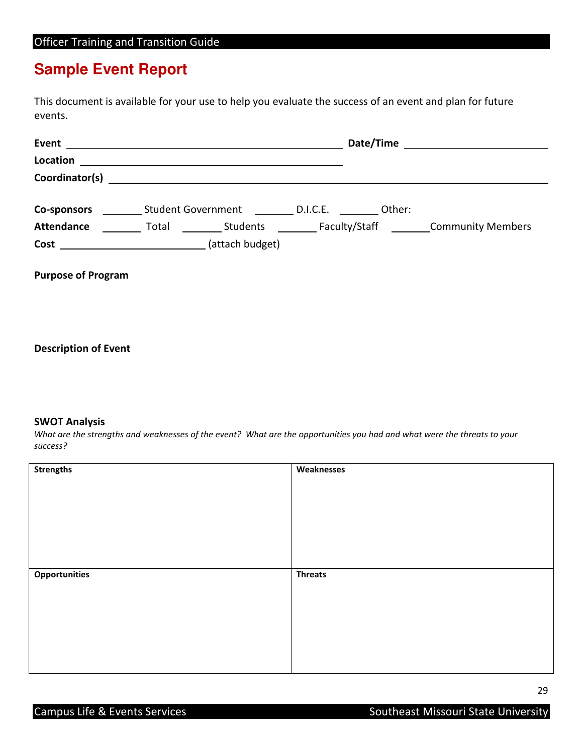## Sample Event Report

This document is available for your use to help you evaluate the success of an event and plan for future events.

**Event** ________________________________________ **Date/Time** ____________________

**Location** ________________________________________

**Coordinator(s)** ____________________________________________________________

**Co-sponsors** _______ Student Government _______ D.I.C.E. _______ Other:

**Attendance** _______ Total _______ Students _______ Faculty/Staff _______ Community Members

**Cost** ____________________ (attach budget)

**Purpose of Program**

**Description of Event**

**SWOT Analysis**

*What are the strengths and weaknesses of the event? What are the opportunities you had and what were the threats to your success?*

| **Strengths** | **Weaknesses** |
|---|---|
| | |
| **Opportunities** | **Threats** |
| | |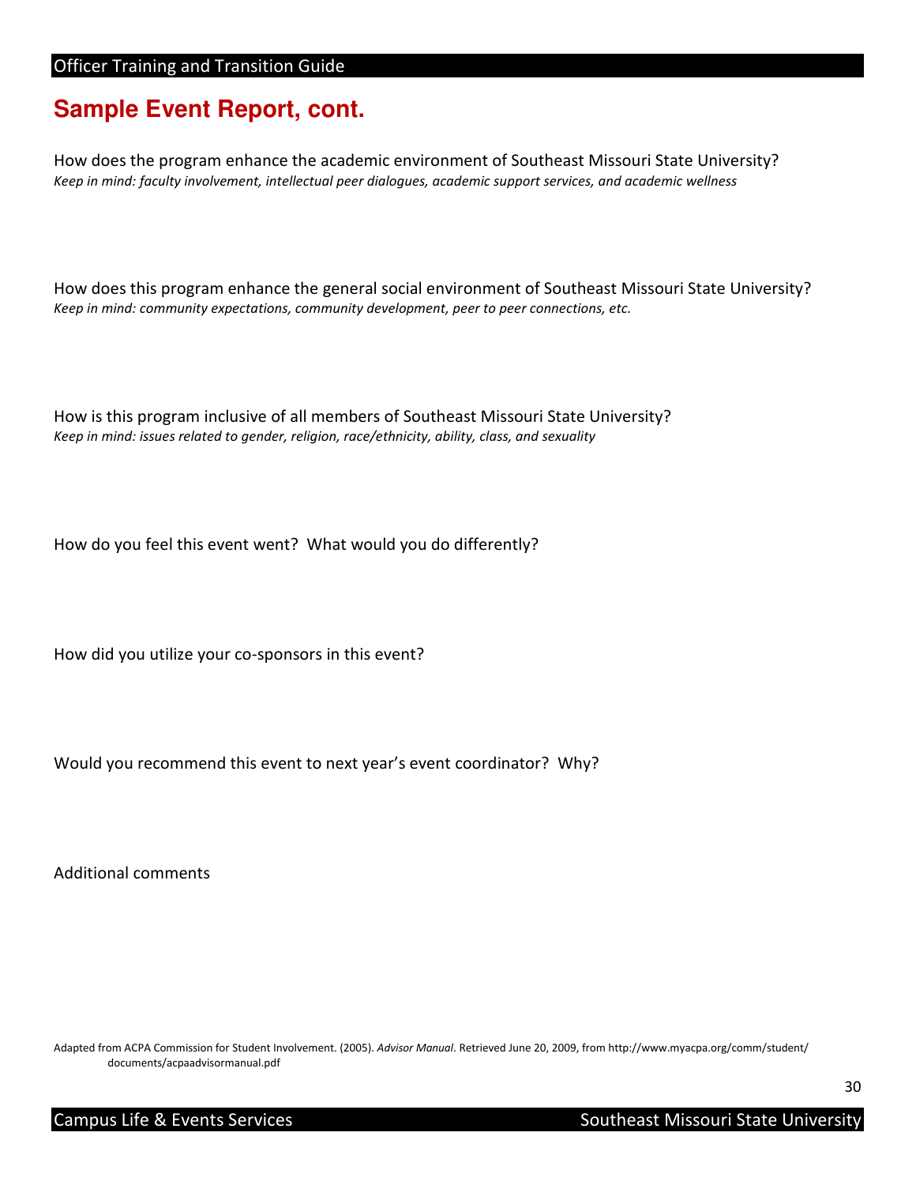## Sample Event Report, cont.

How does the program enhance the academic environment of Southeast Missouri State University?
*Keep in mind: faculty involvement, intellectual peer dialogues, academic support services, and academic wellness*

How does this program enhance the general social environment of Southeast Missouri State University?
*Keep in mind: community expectations, community development, peer to peer connections, etc.*

How is this program inclusive of all members of Southeast Missouri State University?
*Keep in mind: issues related to gender, religion, race/ethnicity, ability, class, and sexuality*

How do you feel this event went? What would you do differently?

How did you utilize your co-sponsors in this event?

Would you recommend this event to next year's event coordinator? Why?

Additional comments

Adapted from ACPA Commission for Student Involvement. (2005). *Advisor Manual*. Retrieved June 20, 2009, from http://www.myacpa.org/comm/student/documents/acpaadvisormanual.pdf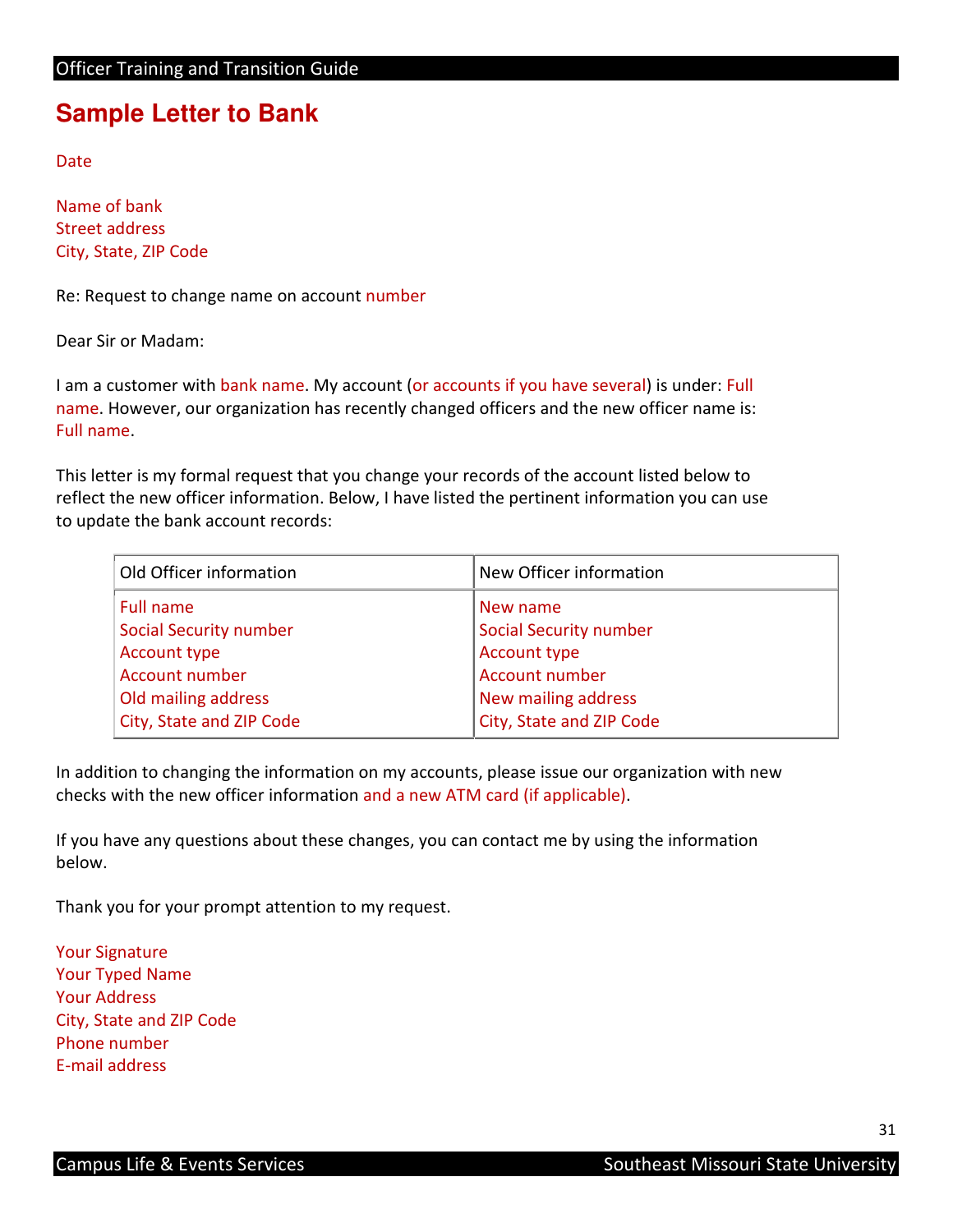# Sample Letter to Bank

Date

Name of bank
Street address
City, State, ZIP Code

Re: Request to change name on account number

Dear Sir or Madam:

I am a customer with bank name. My account (or accounts if you have several) is under: Full name. However, our organization has recently changed officers and the new officer name is: Full name.

This letter is my formal request that you change your records of the account listed below to reflect the new officer information. Below, I have listed the pertinent information you can use to update the bank account records:

| Old Officer information | New Officer information |
|---|---|
| Full name<br>Social Security number<br>Account type<br>Account number<br>Old mailing address<br>City, State and ZIP Code | New name<br>Social Security number<br>Account type<br>Account number<br>New mailing address<br>City, State and ZIP Code |

In addition to changing the information on my accounts, please issue our organization with new checks with the new officer information and a new ATM card (if applicable).

If you have any questions about these changes, you can contact me by using the information below.

Thank you for your prompt attention to my request.

Your Signature
Your Typed Name
Your Address
City, State and ZIP Code
Phone number
E-mail address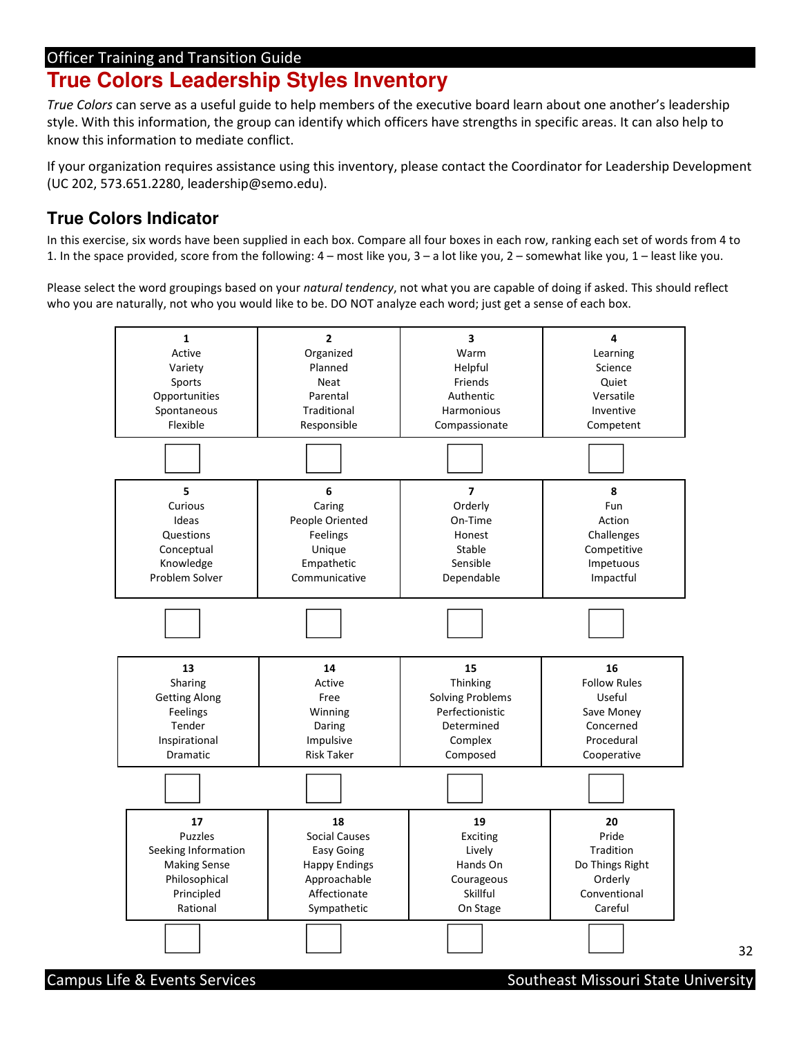Officer Training and Transition Guide

# True Colors Leadership Styles Inventory

*True Colors* can serve as a useful guide to help members of the executive board learn about one another's leadership style. With this information, the group can identify which officers have strengths in specific areas. It can also help to know this information to mediate conflict.

If your organization requires assistance using this inventory, please contact the Coordinator for Leadership Development (UC 202, 573.651.2280, leadership@semo.edu).

## True Colors Indicator

In this exercise, six words have been supplied in each box. Compare all four boxes in each row, ranking each set of words from 4 to 1. In the space provided, score from the following: 4 – most like you, 3 – a lot like you, 2 – somewhat like you, 1 – least like you.

Please select the word groupings based on your *natural tendency*, not what you are capable of doing if asked. This should reflect who you are naturally, not who you would like to be. DO NOT analyze each word; just get a sense of each box.

| 1 | 2 | 3 | 4 |
|---|---|---|---|
| Active<br>Variety<br>Sports<br>Opportunities<br>Spontaneous<br>Flexible | Organized<br>Planned<br>Neat<br>Parental<br>Traditional<br>Responsible | Warm<br>Helpful<br>Friends<br>Authentic<br>Harmonious<br>Compassionate | Learning<br>Science<br>Quiet<br>Versatile<br>Inventive<br>Competent |
| ☐ | ☐ | ☐ | ☐ |

| 5 | 6 | 7 | 8 |
|---|---|---|---|
| Curious<br>Ideas<br>Questions<br>Conceptual<br>Knowledge<br>Problem Solver | Caring<br>People Oriented<br>Feelings<br>Unique<br>Empathetic<br>Communicative | Orderly<br>On-Time<br>Honest<br>Stable<br>Sensible<br>Dependable | Fun<br>Action<br>Challenges<br>Competitive<br>Impetuous<br>Impactful |
| ☐ | ☐ | ☐ | ☐ |

| 13 | 14 | 15 | 16 |
|---|---|---|---|
| Sharing<br>Getting Along<br>Feelings<br>Tender<br>Inspirational<br>Dramatic | Active<br>Free<br>Winning<br>Daring<br>Impulsive<br>Risk Taker | Thinking<br>Solving Problems<br>Perfectionistic<br>Determined<br>Complex<br>Composed | Follow Rules<br>Useful<br>Save Money<br>Concerned<br>Procedural<br>Cooperative |
| ☐ | ☐ | ☐ | ☐ |

| 17 | 18 | 19 | 20 |
|---|---|---|---|
| Puzzles<br>Seeking Information<br>Making Sense<br>Philosophical<br>Principled<br>Rational | Social Causes<br>Easy Going<br>Happy Endings<br>Approachable<br>Affectionate<br>Sympathetic | Exciting<br>Lively<br>Hands On<br>Courageous<br>Skillful<br>On Stage | Pride<br>Tradition<br>Do Things Right<br>Orderly<br>Conventional<br>Careful |
| ☐ | ☐ | ☐ | ☐ |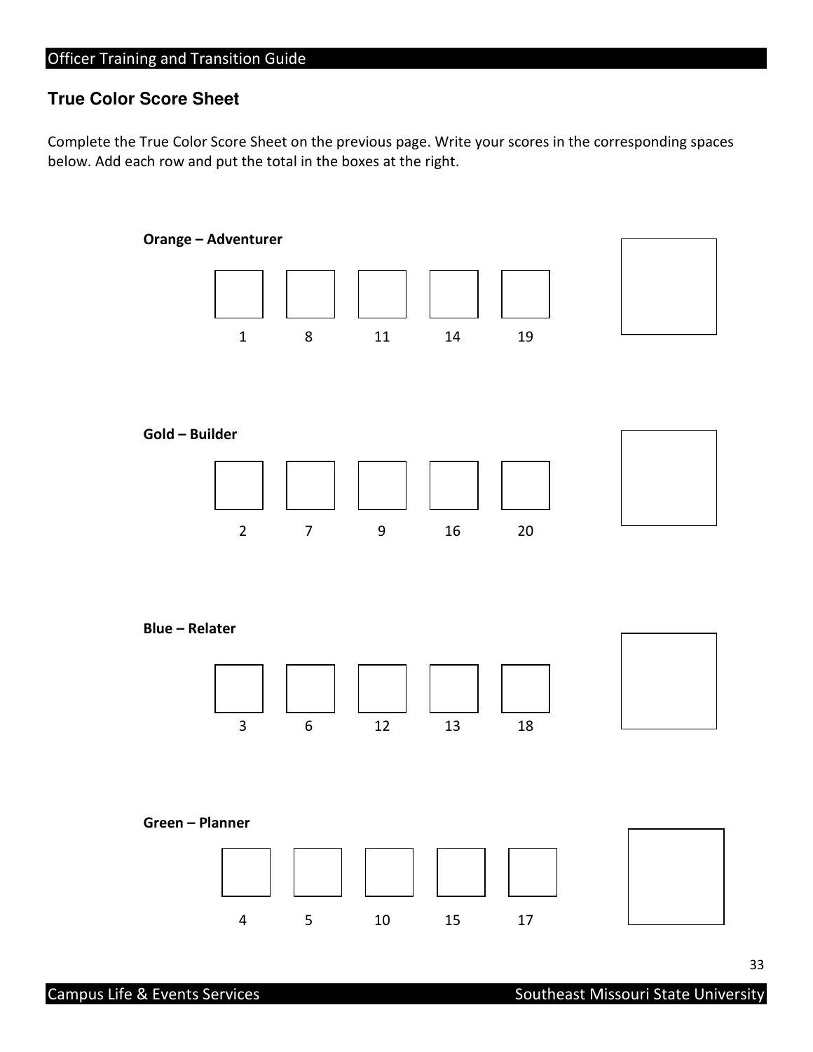## True Color Score Sheet

Complete the True Color Score Sheet on the previous page. Write your scores in the corresponding spaces below. Add each row and put the total in the boxes at the right.

**Orange – Adventurer**

| 1 | 8 | 11 | 14 | 19 | Total |
|---|---|---|---|---|---|
| | | | | | |

**Gold – Builder**

| 2 | 7 | 9 | 16 | 20 | Total |
|---|---|---|---|---|---|
| | | | | | |

**Blue – Relater**

| 3 | 6 | 12 | 13 | 18 | Total |
|---|---|---|---|---|---|
| | | | | | |

**Green – Planner**

| 4 | 5 | 10 | 15 | 17 | Total |
|---|---|---|---|---|---|
| | | | | | |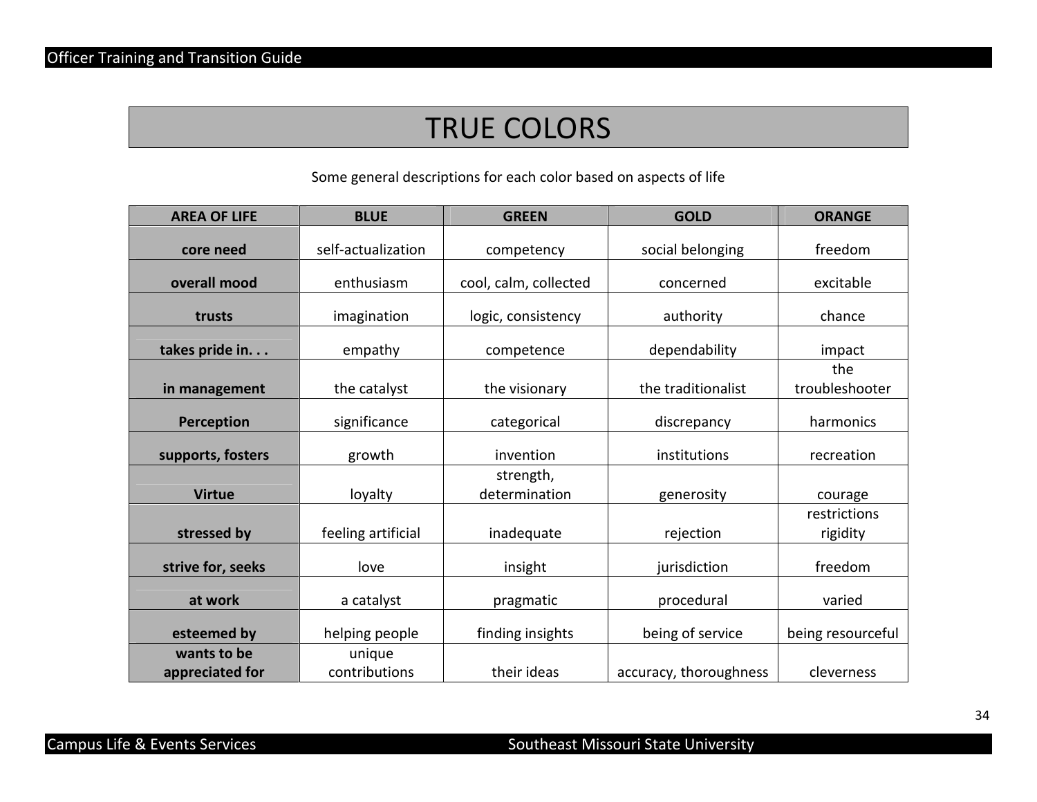# TRUE COLORS

Some general descriptions for each color based on aspects of life

| AREA OF LIFE | BLUE | GREEN | GOLD | ORANGE |
|---|---|---|---|---|
| **core need** | self-actualization | competency | social belonging | freedom |
| **overall mood** | enthusiasm | cool, calm, collected | concerned | excitable |
| **trusts** | imagination | logic, consistency | authority | chance |
| **takes pride in. . .** | empathy | competence | dependability | impact |
| **in management** | the catalyst | the visionary | the traditionalist | the troubleshooter |
| **Perception** | significance | categorical | discrepancy | harmonics |
| **supports, fosters** | growth | invention | institutions | recreation |
| **Virtue** | loyalty | strength, determination | generosity | courage |
| **stressed by** | feeling artificial | inadequate | rejection | restrictions rigidity |
| **strive for, seeks** | love | insight | jurisdiction | freedom |
| **at work** | a catalyst | pragmatic | procedural | varied |
| **esteemed by** | helping people | finding insights | being of service | being resourceful |
| **wants to be appreciated for** | unique contributions | their ideas | accuracy, thoroughness | cleverness |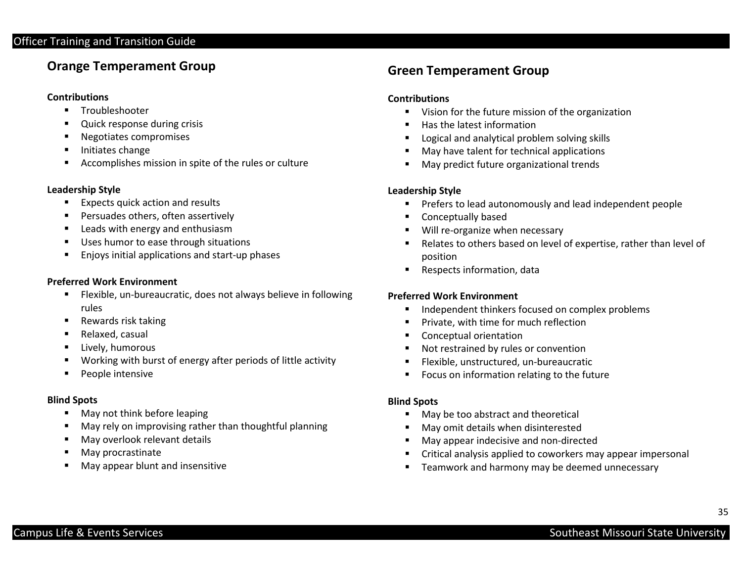## Orange Temperament Group

**Contributions**

- Troubleshooter
- Quick response during crisis
- Negotiates compromises
- Initiates change
- Accomplishes mission in spite of the rules or culture

**Leadership Style**

- Expects quick action and results
- Persuades others, often assertively
- Leads with energy and enthusiasm
- Uses humor to ease through situations
- Enjoys initial applications and start-up phases

**Preferred Work Environment**

- Flexible, un-bureaucratic, does not always believe in following rules
- Rewards risk taking
- Relaxed, casual
- Lively, humorous
- Working with burst of energy after periods of little activity
- People intensive

**Blind Spots**

- May not think before leaping
- May rely on improvising rather than thoughtful planning
- May overlook relevant details
- May procrastinate
- May appear blunt and insensitive

## Green Temperament Group

**Contributions**

- Vision for the future mission of the organization
- Has the latest information
- Logical and analytical problem solving skills
- May have talent for technical applications
- May predict future organizational trends

**Leadership Style**

- Prefers to lead autonomously and lead independent people
- Conceptually based
- Will re-organize when necessary
- Relates to others based on level of expertise, rather than level of position
- Respects information, data

**Preferred Work Environment**

- Independent thinkers focused on complex problems
- Private, with time for much reflection
- Conceptual orientation
- Not restrained by rules or convention
- Flexible, unstructured, un-bureaucratic
- Focus on information relating to the future

**Blind Spots**

- May be too abstract and theoretical
- May omit details when disinterested
- May appear indecisive and non-directed
- Critical analysis applied to coworkers may appear impersonal
- Teamwork and harmony may be deemed unnecessary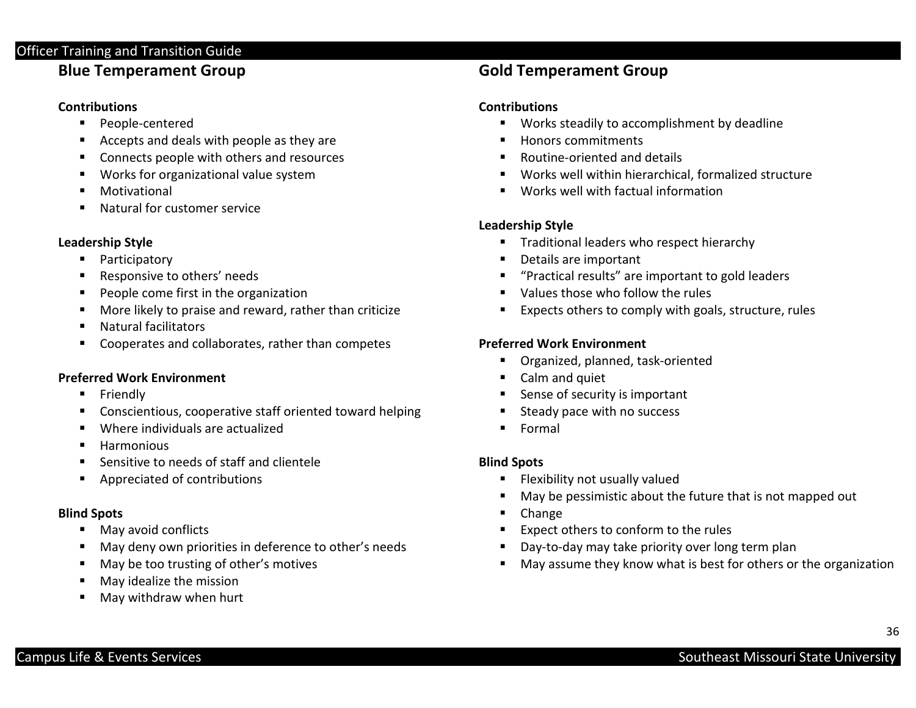## Blue Temperament Group

### Contributions

- People-centered
- Accepts and deals with people as they are
- Connects people with others and resources
- Works for organizational value system
- Motivational
- Natural for customer service

### Leadership Style

- Participatory
- Responsive to others' needs
- People come first in the organization
- More likely to praise and reward, rather than criticize
- Natural facilitators
- Cooperates and collaborates, rather than competes

### Preferred Work Environment

- Friendly
- Conscientious, cooperative staff oriented toward helping
- Where individuals are actualized
- Harmonious
- Sensitive to needs of staff and clientele
- Appreciated of contributions

### Blind Spots

- May avoid conflicts
- May deny own priorities in deference to other's needs
- May be too trusting of other's motives
- May idealize the mission
- May withdraw when hurt

## Gold Temperament Group

### Contributions

- Works steadily to accomplishment by deadline
- Honors commitments
- Routine-oriented and details
- Works well within hierarchical, formalized structure
- Works well with factual information

### Leadership Style

- Traditional leaders who respect hierarchy
- Details are important
- "Practical results" are important to gold leaders
- Values those who follow the rules
- Expects others to comply with goals, structure, rules

### Preferred Work Environment

- Organized, planned, task-oriented
- Calm and quiet
- Sense of security is important
- Steady pace with no success
- Formal

### Blind Spots

- Flexibility not usually valued
- May be pessimistic about the future that is not mapped out
- Change
- Expect others to conform to the rules
- Day-to-day may take priority over long term plan
- May assume they know what is best for others or the organization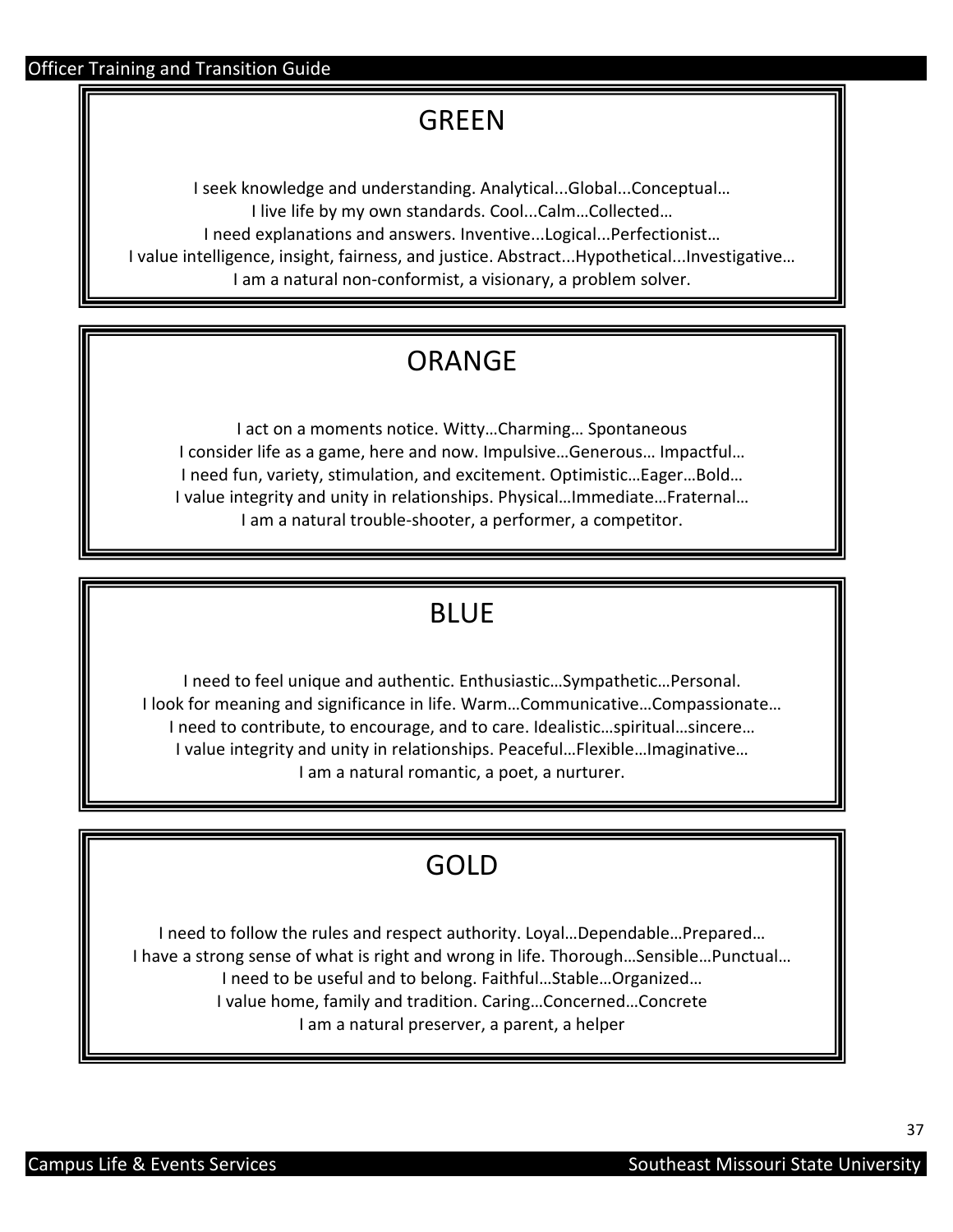## GREEN

I seek knowledge and understanding. Analytical...Global...Conceptual…
I live life by my own standards. Cool...Calm…Collected…
I need explanations and answers. Inventive...Logical...Perfectionist…
I value intelligence, insight, fairness, and justice. Abstract...Hypothetical...Investigative…
I am a natural non-conformist, a visionary, a problem solver.

## ORANGE

I act on a moments notice. Witty…Charming… Spontaneous
I consider life as a game, here and now. Impulsive…Generous… Impactful…
I need fun, variety, stimulation, and excitement. Optimistic…Eager…Bold…
I value integrity and unity in relationships. Physical…Immediate…Fraternal…
I am a natural trouble-shooter, a performer, a competitor.

## BLUE

I need to feel unique and authentic. Enthusiastic…Sympathetic…Personal.
I look for meaning and significance in life. Warm…Communicative…Compassionate…
I need to contribute, to encourage, and to care. Idealistic…spiritual…sincere…
I value integrity and unity in relationships. Peaceful…Flexible…Imaginative…
I am a natural romantic, a poet, a nurturer.

## GOLD

I need to follow the rules and respect authority. Loyal…Dependable…Prepared…
I have a strong sense of what is right and wrong in life. Thorough…Sensible…Punctual…
I need to be useful and to belong. Faithful…Stable…Organized…
I value home, family and tradition. Caring…Concerned…Concrete
I am a natural preserver, a parent, a helper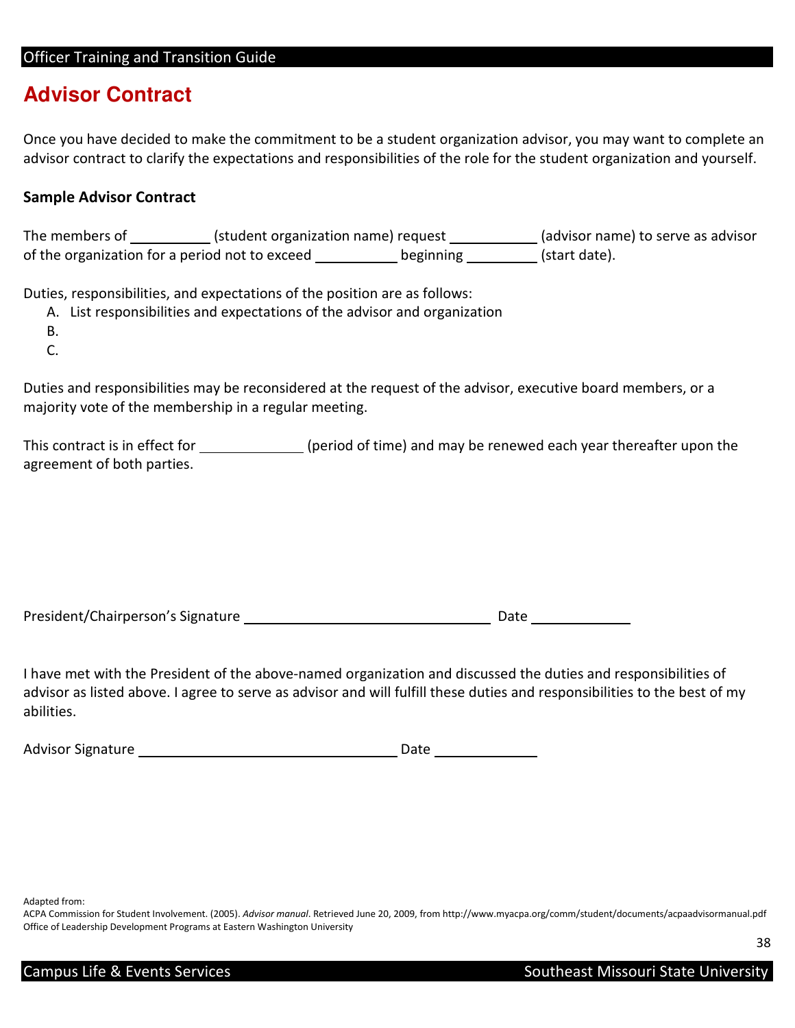# Advisor Contract

Once you have decided to make the commitment to be a student organization advisor, you may want to complete an advisor contract to clarify the expectations and responsibilities of the role for the student organization and yourself.

### Sample Advisor Contract

The members of __________ (student organization name) request ___________ (advisor name) to serve as advisor of the organization for a period not to exceed ___________ beginning __________ (start date).

Duties, responsibilities, and expectations of the position are as follows:

A. List responsibilities and expectations of the advisor and organization
B.
C.

Duties and responsibilities may be reconsidered at the request of the advisor, executive board members, or a majority vote of the membership in a regular meeting.

This contract is in effect for _____________ (period of time) and may be renewed each year thereafter upon the agreement of both parties.

President/Chairperson's Signature ________________________________ Date _____________

I have met with the President of the above-named organization and discussed the duties and responsibilities of advisor as listed above. I agree to serve as advisor and will fulfill these duties and responsibilities to the best of my abilities.

Advisor Signature __________________________________ Date _____________

Adapted from:
ACPA Commission for Student Involvement. (2005). *Advisor manual*. Retrieved June 20, 2009, from http://www.myacpa.org/comm/student/documents/acpaadvisormanual.pdf
Office of Leadership Development Programs at Eastern Washington University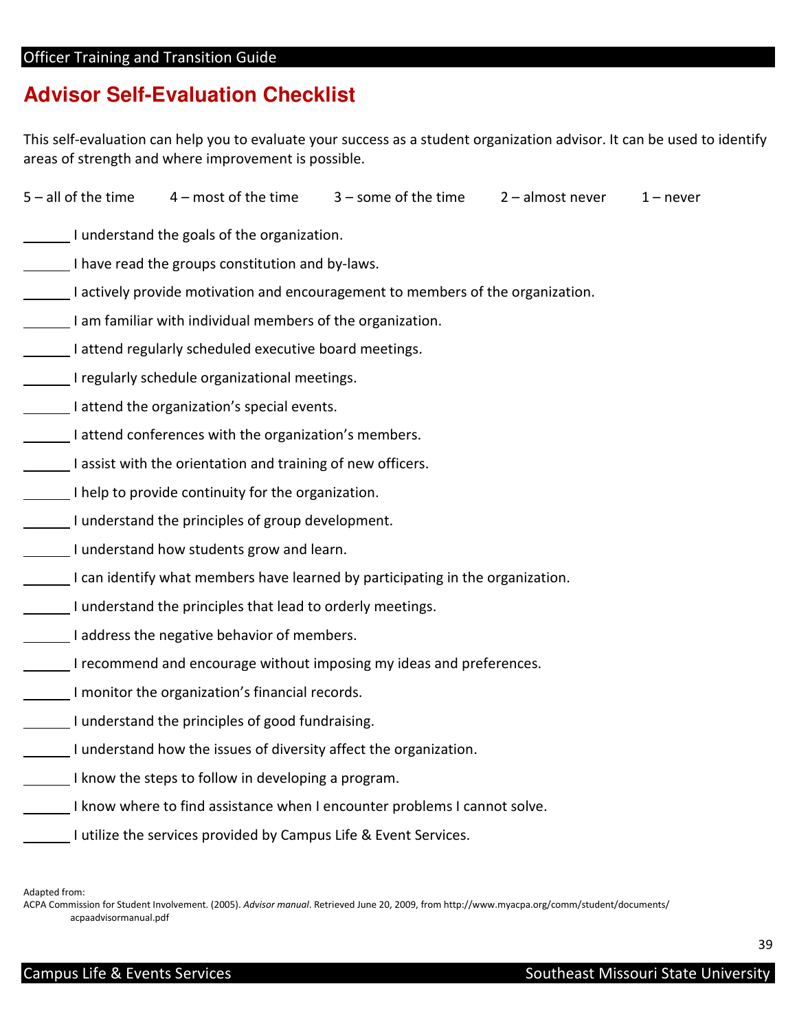## Advisor Self-Evaluation Checklist

This self-evaluation can help you to evaluate your success as a student organization advisor. It can be used to identify areas of strength and where improvement is possible.

5 – all of the time     4 – most of the time     3 – some of the time     2 – almost never     1 – never

______ I understand the goals of the organization.

______ I have read the groups constitution and by-laws.

______ I actively provide motivation and encouragement to members of the organization.

______ I am familiar with individual members of the organization.

______ I attend regularly scheduled executive board meetings.

______ I regularly schedule organizational meetings.

______ I attend the organization's special events.

______ I attend conferences with the organization's members.

______ I assist with the orientation and training of new officers.

______ I help to provide continuity for the organization.

______ I understand the principles of group development.

______ I understand how students grow and learn.

______ I can identify what members have learned by participating in the organization.

______ I understand the principles that lead to orderly meetings.

______ I address the negative behavior of members.

______ I recommend and encourage without imposing my ideas and preferences.

______ I monitor the organization's financial records.

______ I understand the principles of good fundraising.

______ I understand how the issues of diversity affect the organization.

______ I know the steps to follow in developing a program.

______ I know where to find assistance when I encounter problems I cannot solve.

______ I utilize the services provided by Campus Life & Event Services.

Adapted from:
ACPA Commission for Student Involvement. (2005). *Advisor manual*. Retrieved June 20, 2009, from http://www.myacpa.org/comm/student/documents/acpaadvisormanual.pdf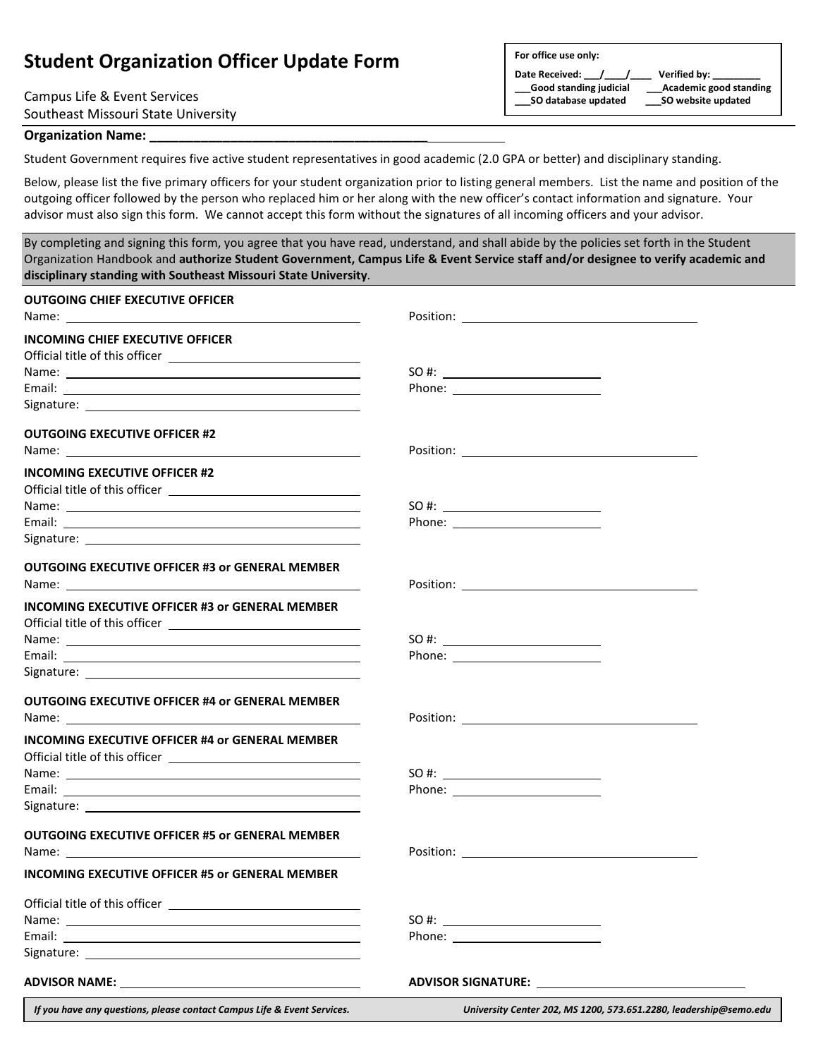# Student Organization Officer Update Form

Campus Life & Event Services
Southeast Missouri State University

**For office use only:**

**Date Received: ___/____/____ Verified by: _________**
**___Good standing judicial ___Academic good standing**
**___SO database updated ___SO website updated**

**Organization Name: ________________________________________**

Student Government requires five active student representatives in good academic (2.0 GPA or better) and disciplinary standing.

Below, please list the five primary officers for your student organization prior to listing general members. List the name and position of the outgoing officer followed by the person who replaced him or her along with the new officer's contact information and signature. Your advisor must also sign this form. We cannot accept this form without the signatures of all incoming officers and your advisor.

By completing and signing this form, you agree that you have read, understand, and shall abide by the policies set forth in the Student Organization Handbook and **authorize Student Government, Campus Life & Event Service staff and/or designee to verify academic and disciplinary standing with Southeast Missouri State University**.

**OUTGOING CHIEF EXECUTIVE OFFICER**

Name: ______________________ Position: ______________________

**INCOMING CHIEF EXECUTIVE OFFICER**

Official title of this officer ______________________

Name: ______________________ SO #: ______________________

Email: ______________________ Phone: ______________________

Signature: ______________________

**OUTGOING EXECUTIVE OFFICER #2**

Name: ______________________ Position: ______________________

**INCOMING EXECUTIVE OFFICER #2**

Official title of this officer ______________________

Name: ______________________ SO #: ______________________

Email: ______________________ Phone: ______________________

Signature: ______________________

**OUTGOING EXECUTIVE OFFICER #3 or GENERAL MEMBER**

Name: ______________________ Position: ______________________

**INCOMING EXECUTIVE OFFICER #3 or GENERAL MEMBER**

Official title of this officer ______________________

Name: ______________________ SO #: ______________________

Email: ______________________ Phone: ______________________

Signature: ______________________

**OUTGOING EXECUTIVE OFFICER #4 or GENERAL MEMBER**

Name: ______________________ Position: ______________________

**INCOMING EXECUTIVE OFFICER #4 or GENERAL MEMBER**

Official title of this officer ______________________

Name: ______________________ SO #: ______________________

Email: ______________________ Phone: ______________________

Signature: ______________________

**OUTGOING EXECUTIVE OFFICER #5 or GENERAL MEMBER**

Name: ______________________ Position: ______________________

**INCOMING EXECUTIVE OFFICER #5 or GENERAL MEMBER**

Official title of this officer ______________________

Name: ______________________ SO #: ______________________

Email: ______________________ Phone: ______________________

Signature: ______________________

**ADVISOR NAME:** ______________________ **ADVISOR SIGNATURE:** ______________________

***If you have any questions, please contact Campus Life & Event Services.*** ***University Center 202, MS 1200, 573.651.2280, leadership@semo.edu***